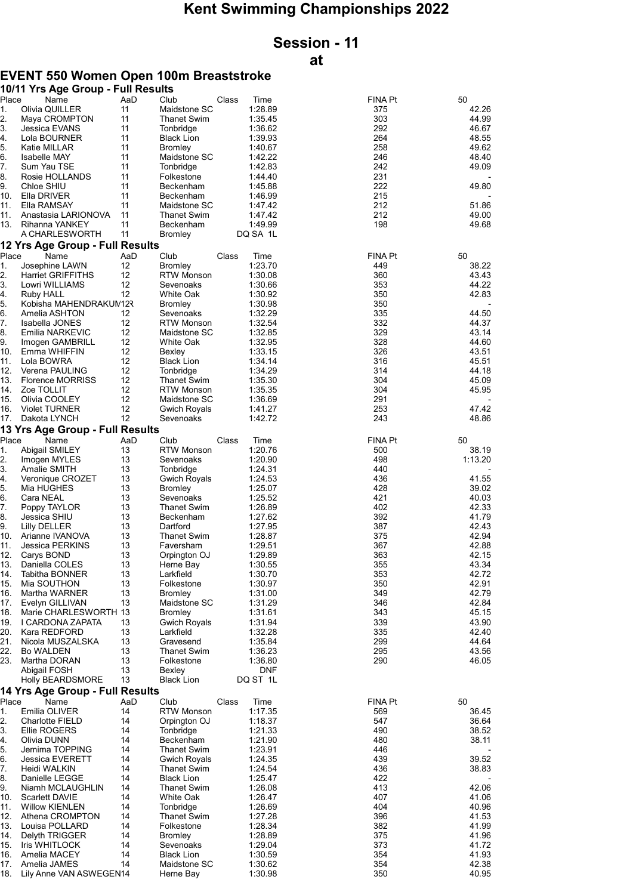# Kent Swimming Championships 2022

## Session - 11

## at

## EVENT 550 Women Open 100m Breaststroke

### 10/11 Yrs Age Group - Full Results

| Place | Name | AaD | Club | Class | Time | FINA Pt | 50 |
|---|---|---|---|---|---|---|---|
| 1. | Olivia QUILLER | 11 | Maidstone SC | | 1:28.89 | 375 | 42.26 |
| 2. | Maya CROMPTON | 11 | Thanet Swim | | 1:35.45 | 303 | 44.99 |
| 3. | Jessica EVANS | 11 | Tonbridge | | 1:36.62 | 292 | 46.67 |
| 4. | Lola BOURNER | 11 | Black Lion | | 1:39.93 | 264 | 48.55 |
| 5. | Katie MILLAR | 11 | Bromley | | 1:40.67 | 258 | 49.62 |
| 6. | Isabelle MAY | 11 | Maidstone SC | | 1:42.22 | 246 | 48.40 |
| 7. | Sum Yau TSE | 11 | Tonbridge | | 1:42.83 | 242 | 49.09 |
| 8. | Rosie HOLLANDS | 11 | Folkestone | | 1:44.40 | 231 | - |
| 9. | Chloe SHIU | 11 | Beckenham | | 1:45.88 | 222 | 49.80 |
| 10. | Ella DRIVER | 11 | Beckenham | | 1:46.99 | 215 | - |
| 11. | Ella RAMSAY | 11 | Maidstone SC | | 1:47.42 | 212 | 51.86 |
| 11. | Anastasia LARIONOVA | 11 | Thanet Swim | | 1:47.42 | 212 | 49.00 |
| 13. | Rihanna YANKEY | 11 | Beckenham | | 1:49.99 | 198 | 49.68 |
| | A CHARLESWORTH | 11 | Bromley | | DQ SA 1L | | |

### 12 Yrs Age Group - Full Results

| Place | Name | AaD | Club | Class | Time | FINA Pt | 50 |
|---|---|---|---|---|---|---|---|
| 1. | Josephine LAWN | 12 | Bromley | | 1:23.70 | 449 | 38.22 |
| 2. | Harriet GRIFFITHS | 12 | RTW Monson | | 1:30.08 | 360 | 43.43 |
| 3. | Lowri WILLIAMS | 12 | Sevenoaks | | 1:30.66 | 353 | 44.22 |
| 4. | Ruby HALL | 12 | White Oak | | 1:30.92 | 350 | 42.83 |
| 5. | Kobisha MAHENDRAKUM | 12 | Bromley | | 1:30.98 | 350 | - |
| 6. | Amelia ASHTON | 12 | Sevenoaks | | 1:32.29 | 335 | 44.50 |
| 7. | Isabella JONES | 12 | RTW Monson | | 1:32.54 | 332 | 44.37 |
| 8. | Emilia NARKEVIC | 12 | Maidstone SC | | 1:32.85 | 329 | 43.14 |
| 9. | Imogen GAMBRILL | 12 | White Oak | | 1:32.95 | 328 | 44.60 |
| 10. | Emma WHIFFIN | 12 | Bexley | | 1:33.15 | 326 | 43.51 |
| 11. | Lola BOWRA | 12 | Black Lion | | 1:34.14 | 316 | 45.51 |
| 12. | Verena PAULING | 12 | Tonbridge | | 1:34.29 | 314 | 44.18 |
| 13. | Florence MORRISS | 12 | Thanet Swim | | 1:35.30 | 304 | 45.09 |
| 14. | Zoe TOLLIT | 12 | RTW Monson | | 1:35.35 | 304 | 45.95 |
| 15. | Olivia COOLEY | 12 | Maidstone SC | | 1:36.69 | 291 | - |
| 16. | Violet TURNER | 12 | Gwich Royals | | 1:41.27 | 253 | 47.42 |
| 17. | Dakota LYNCH | 12 | Sevenoaks | | 1:42.72 | 243 | 48.86 |

### 13 Yrs Age Group - Full Results

| Place | Name | AaD | Club | Class | Time | FINA Pt | 50 |
|---|---|---|---|---|---|---|---|
| 1. | Abigail SMILEY | 13 | RTW Monson | | 1:20.76 | 500 | 38.19 |
| 2. | Imogen MYLES | 13 | Sevenoaks | | 1:20.90 | 498 | 1:13.20 |
| 3. | Amalie SMITH | 13 | Tonbridge | | 1:24.31 | 440 | - |
| 4. | Veronique CROZET | 13 | Gwich Royals | | 1:24.53 | 436 | 41.55 |
| 5. | Mia HUGHES | 13 | Bromley | | 1:25.07 | 428 | 39.02 |
| 6. | Cara NEAL | 13 | Sevenoaks | | 1:25.52 | 421 | 40.03 |
| 7. | Poppy TAYLOR | 13 | Thanet Swim | | 1:26.89 | 402 | 42.33 |
| 8. | Jessica SHIU | 13 | Beckenham | | 1:27.62 | 392 | 41.79 |
| 9. | Lilly DELLER | 13 | Dartford | | 1:27.95 | 387 | 42.43 |
| 10. | Arianne IVANOVA | 13 | Thanet Swim | | 1:28.87 | 375 | 42.94 |
| 11. | Jessica PERKINS | 13 | Faversham | | 1:29.51 | 367 | 42.88 |
| 12. | Carys BOND | 13 | Orpington OJ | | 1:29.89 | 363 | 42.15 |
| 13. | Daniella COLES | 13 | Herne Bay | | 1:30.55 | 355 | 43.34 |
| 14. | Tabitha BONNER | 13 | Larkfield | | 1:30.70 | 353 | 42.72 |
| 15. | Mia SOUTHON | 13 | Folkestone | | 1:30.97 | 350 | 42.91 |
| 16. | Martha WARNER | 13 | Bromley | | 1:31.00 | 349 | 42.79 |
| 17. | Evelyn GILLIVAN | 13 | Maidstone SC | | 1:31.29 | 346 | 42.84 |
| 18. | Marie CHARLESWORTH | 13 | Bromley | | 1:31.61 | 343 | 45.15 |
| 19. | I CARDONA ZAPATA | 13 | Gwich Royals | | 1:31.94 | 339 | 43.90 |
| 20. | Kara REDFORD | 13 | Larkfield | | 1:32.28 | 335 | 42.40 |
| 21. | Nicola MUSZALSKA | 13 | Gravesend | | 1:35.84 | 299 | 44.64 |
| 22. | Bo WALDEN | 13 | Thanet Swim | | 1:36.23 | 295 | 43.56 |
| 23. | Martha DORAN | 13 | Folkestone | | 1:36.80 | 290 | 46.05 |
| | Abigail FOSH | 13 | Bexley | | DNF | | |
| | Holly BEARDSMORE | 13 | Black Lion | | DQ ST 1L | | |

### 14 Yrs Age Group - Full Results

| Place | Name | AaD | Club | Class | Time | FINA Pt | 50 |
|---|---|---|---|---|---|---|---|
| 1. | Emilia OLIVER | 14 | RTW Monson | | 1:17.35 | 569 | 36.45 |
| 2. | Charlotte FIELD | 14 | Orpington OJ | | 1:18.37 | 547 | 36.64 |
| 3. | Ellie ROGERS | 14 | Tonbridge | | 1:21.33 | 490 | 38.52 |
| 4. | Olivia DUNN | 14 | Beckenham | | 1:21.90 | 480 | 38.11 |
| 5. | Jemima TOPPING | 14 | Thanet Swim | | 1:23.91 | 446 | - |
| 6. | Jessica EVERETT | 14 | Gwich Royals | | 1:24.35 | 439 | 39.52 |
| 7. | Heidi WALKIN | 14 | Thanet Swim | | 1:24.54 | 436 | 38.83 |
| 8. | Danielle LEGGE | 14 | Black Lion | | 1:25.47 | 422 | - |
| 9. | Niamh MCLAUGHLIN | 14 | Thanet Swim | | 1:26.08 | 413 | 42.06 |
| 10. | Scarlett DAVIE | 14 | White Oak | | 1:26.47 | 407 | 41.06 |
| 11. | Willow KIENLEN | 14 | Tonbridge | | 1:26.69 | 404 | 40.96 |
| 12. | Athena CROMPTON | 14 | Thanet Swim | | 1:27.28 | 396 | 41.53 |
| 13. | Louisa POLLARD | 14 | Folkestone | | 1:28.34 | 382 | 41.99 |
| 14. | Delyth TRIGGER | 14 | Bromley | | 1:28.89 | 375 | 41.96 |
| 15. | Iris WHITLOCK | 14 | Sevenoaks | | 1:29.04 | 373 | 41.72 |
| 16. | Amelia MACEY | 14 | Black Lion | | 1:30.59 | 354 | 41.93 |
| 17. | Amelia JAMES | 14 | Maidstone SC | | 1:30.62 | 354 | 42.38 |
| 18. | Lily Anne VAN ASWEGEN | 14 | Herne Bay | | 1:30.98 | 350 | 40.95 |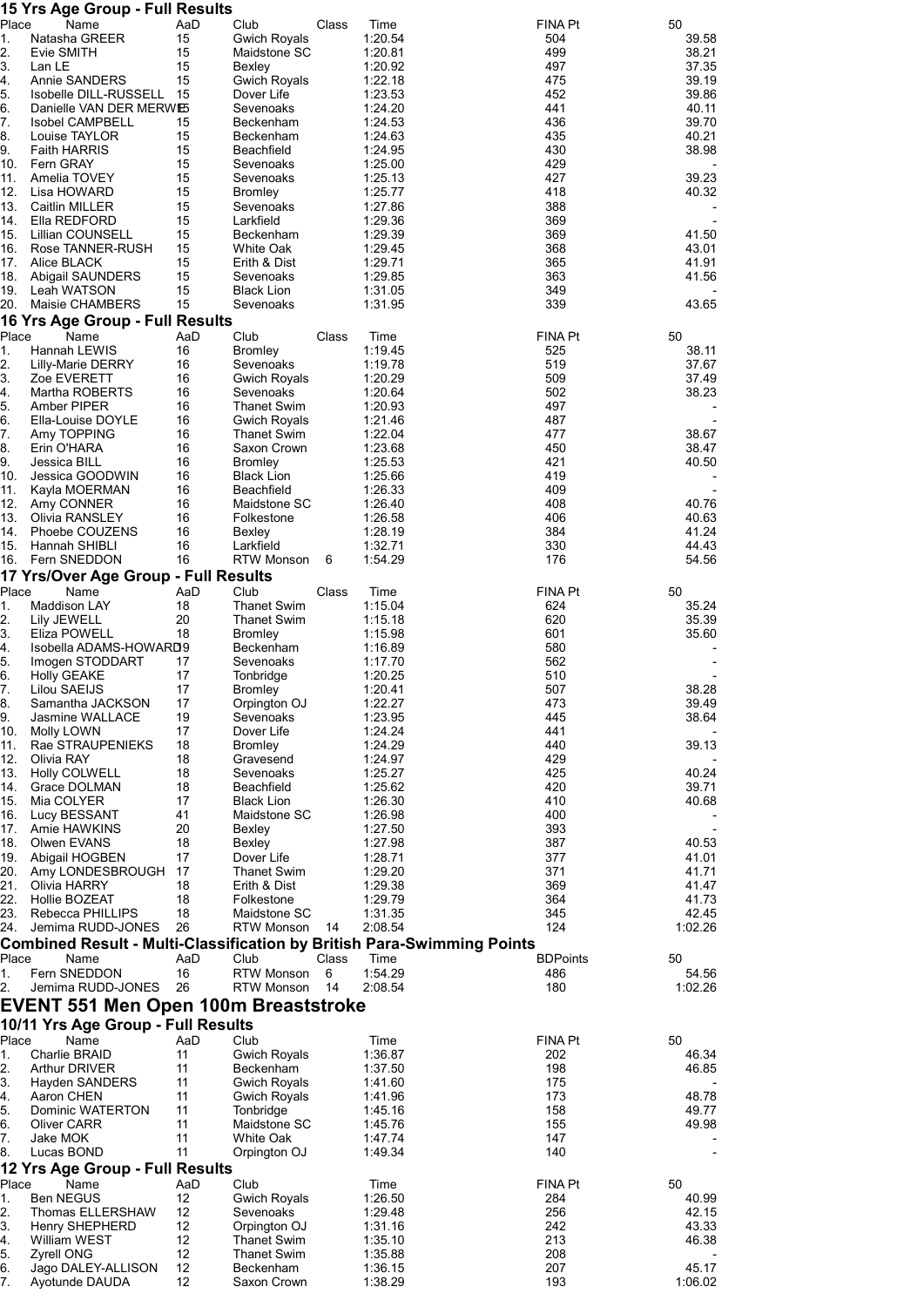## 15 Yrs Age Group - Full Results

| Place | Name | AaD | Club | Class | Time | FINA Pt | 50 |
|---|---|---|---|---|---|---|---|
| 1. | Natasha GREER | 15 | Gwich Royals | | 1:20.54 | 504 | 39.58 |
| 2. | Evie SMITH | 15 | Maidstone SC | | 1:20.81 | 499 | 38.21 |
| 3. | Lan LE | 15 | Bexley | | 1:20.92 | 497 | 37.35 |
| 4. | Annie SANDERS | 15 | Gwich Royals | | 1:22.18 | 475 | 39.19 |
| 5. | Isobelle DILL-RUSSELL | 15 | Dover Life | | 1:23.53 | 452 | 39.86 |
| 6. | Danielle VAN DER MERWE | 15 | Sevenoaks | | 1:24.20 | 441 | 40.11 |
| 7. | Isobel CAMPBELL | 15 | Beckenham | | 1:24.53 | 436 | 39.70 |
| 8. | Louise TAYLOR | 15 | Beckenham | | 1:24.63 | 435 | 40.21 |
| 9. | Faith HARRIS | 15 | Beachfield | | 1:24.95 | 430 | 38.98 |
| 10. | Fern GRAY | 15 | Sevenoaks | | 1:25.00 | 429 | - |
| 11. | Amelia TOVEY | 15 | Sevenoaks | | 1:25.13 | 427 | 39.23 |
| 12. | Lisa HOWARD | 15 | Bromley | | 1:25.77 | 418 | 40.32 |
| 13. | Caitlin MILLER | 15 | Sevenoaks | | 1:27.86 | 388 | - |
| 14. | Ella REDFORD | 15 | Larkfield | | 1:29.36 | 369 | - |
| 15. | Lillian COUNSELL | 15 | Beckenham | | 1:29.39 | 369 | 41.50 |
| 16. | Rose TANNER-RUSH | 15 | White Oak | | 1:29.45 | 368 | 43.01 |
| 17. | Alice BLACK | 15 | Erith & Dist | | 1:29.71 | 365 | 41.91 |
| 18. | Abigail SAUNDERS | 15 | Sevenoaks | | 1:29.85 | 363 | 41.56 |
| 19. | Leah WATSON | 15 | Black Lion | | 1:31.05 | 349 | - |
| 20. | Maisie CHAMBERS | 15 | Sevenoaks | | 1:31.95 | 339 | 43.65 |

## 16 Yrs Age Group - Full Results

| Place | Name | AaD | Club | Class | Time | FINA Pt | 50 |
|---|---|---|---|---|---|---|---|
| 1. | Hannah LEWIS | 16 | Bromley | | 1:19.45 | 525 | 38.11 |
| 2. | Lilly-Marie DERRY | 16 | Sevenoaks | | 1:19.78 | 519 | 37.67 |
| 3. | Zoe EVERETT | 16 | Gwich Royals | | 1:20.29 | 509 | 37.49 |
| 4. | Martha ROBERTS | 16 | Sevenoaks | | 1:20.64 | 502 | 38.23 |
| 5. | Amber PIPER | 16 | Thanet Swim | | 1:20.93 | 497 | - |
| 6. | Ella-Louise DOYLE | 16 | Gwich Royals | | 1:21.46 | 487 | - |
| 7. | Amy TOPPING | 16 | Thanet Swim | | 1:22.04 | 477 | 38.67 |
| 8. | Erin O'HARA | 16 | Saxon Crown | | 1:23.68 | 450 | 38.47 |
| 9. | Jessica BILL | 16 | Bromley | | 1:25.53 | 421 | 40.50 |
| 10. | Jessica GOODWIN | 16 | Black Lion | | 1:25.66 | 419 | - |
| 11. | Kayla MOERMAN | 16 | Beachfield | | 1:26.33 | 409 | - |
| 12. | Amy CONNER | 16 | Maidstone SC | | 1:26.40 | 408 | 40.76 |
| 13. | Olivia RANSLEY | 16 | Folkestone | | 1:26.58 | 406 | 40.63 |
| 14. | Phoebe COUZENS | 16 | Bexley | | 1:28.19 | 384 | 41.24 |
| 15. | Hannah SHIBLI | 16 | Larkfield | | 1:32.71 | 330 | 44.43 |
| 16. | Fern SNEDDON | 16 | RTW Monson | 6 | 1:54.29 | 176 | 54.56 |

## 17 Yrs/Over Age Group - Full Results

| Place | Name | AaD | Club | Class | Time | FINA Pt | 50 |
|---|---|---|---|---|---|---|---|
| 1. | Maddison LAY | 18 | Thanet Swim | | 1:15.04 | 624 | 35.24 |
| 2. | Lily JEWELL | 20 | Thanet Swim | | 1:15.18 | 620 | 35.39 |
| 3. | Eliza POWELL | 18 | Bromley | | 1:15.98 | 601 | 35.60 |
| 4. | Isobella ADAMS-HOWARD | 19 | Beckenham | | 1:16.89 | 580 | - |
| 5. | Imogen STODDART | 17 | Sevenoaks | | 1:17.70 | 562 | - |
| 6. | Holly GEAKE | 17 | Tonbridge | | 1:20.25 | 510 | - |
| 7. | Lilou SAEIJS | 17 | Bromley | | 1:20.41 | 507 | 38.28 |
| 8. | Samantha JACKSON | 17 | Orpington OJ | | 1:22.27 | 473 | 39.49 |
| 9. | Jasmine WALLACE | 19 | Sevenoaks | | 1:23.95 | 445 | 38.64 |
| 10. | Molly LOWN | 17 | Dover Life | | 1:24.24 | 441 | - |
| 11. | Rae STRAUPENIEKS | 18 | Bromley | | 1:24.29 | 440 | 39.13 |
| 12. | Olivia RAY | 18 | Gravesend | | 1:24.97 | 429 | - |
| 13. | Holly COLWELL | 18 | Sevenoaks | | 1:25.27 | 425 | 40.24 |
| 14. | Grace DOLMAN | 18 | Beachfield | | 1:25.62 | 420 | 39.71 |
| 15. | Mia COLYER | 17 | Black Lion | | 1:26.30 | 410 | 40.68 |
| 16. | Lucy BESSANT | 41 | Maidstone SC | | 1:26.98 | 400 | - |
| 17. | Amie HAWKINS | 20 | Bexley | | 1:27.50 | 393 | - |
| 18. | Olwen EVANS | 18 | Bexley | | 1:27.98 | 387 | 40.53 |
| 19. | Abigail HOGBEN | 17 | Dover Life | | 1:28.71 | 377 | 41.01 |
| 20. | Amy LONDESBROUGH | 17 | Thanet Swim | | 1:29.20 | 371 | 41.71 |
| 21. | Olivia HARRY | 18 | Erith & Dist | | 1:29.38 | 369 | 41.47 |
| 22. | Hollie BOZEAT | 18 | Folkestone | | 1:29.79 | 364 | 41.73 |
| 23. | Rebecca PHILLIPS | 18 | Maidstone SC | | 1:31.35 | 345 | 42.45 |
| 24. | Jemima RUDD-JONES | 26 | RTW Monson | 14 | 2:08.54 | 124 | 1:02.26 |

## Combined Result - Multi-Classification by British Para-Swimming Points

| Place | Name | AaD | Club | Class | Time | BDPoints | 50 |
|---|---|---|---|---|---|---|---|
| 1. | Fern SNEDDON | 16 | RTW Monson | 6 | 1:54.29 | 486 | 54.56 |
| 2. | Jemima RUDD-JONES | 26 | RTW Monson | 14 | 2:08.54 | 180 | 1:02.26 |

# EVENT 551 Men Open 100m Breaststroke

## 10/11 Yrs Age Group - Full Results

| Place | Name | AaD | Club | Time | FINA Pt | 50 |
|---|---|---|---|---|---|---|
| 1. | Charlie BRAID | 11 | Gwich Royals | 1:36.87 | 202 | 46.34 |
| 2. | Arthur DRIVER | 11 | Beckenham | 1:37.50 | 198 | 46.85 |
| 3. | Hayden SANDERS | 11 | Gwich Royals | 1:41.60 | 175 | - |
| 4. | Aaron CHEN | 11 | Gwich Royals | 1:41.96 | 173 | 48.78 |
| 5. | Dominic WATERTON | 11 | Tonbridge | 1:45.16 | 158 | 49.77 |
| 6. | Oliver CARR | 11 | Maidstone SC | 1:45.76 | 155 | 49.98 |
| 7. | Jake MOK | 11 | White Oak | 1:47.74 | 147 | - |
| 8. | Lucas BOND | 11 | Orpington OJ | 1:49.34 | 140 | - |

## 12 Yrs Age Group - Full Results

| Place | Name | AaD | Club | Time | FINA Pt | 50 |
|---|---|---|---|---|---|---|
| 1. | Ben NEGUS | 12 | Gwich Royals | 1:26.50 | 284 | 40.99 |
| 2. | Thomas ELLERSHAW | 12 | Sevenoaks | 1:29.48 | 256 | 42.15 |
| 3. | Henry SHEPHERD | 12 | Orpington OJ | 1:31.16 | 242 | 43.33 |
| 4. | William WEST | 12 | Thanet Swim | 1:35.10 | 213 | 46.38 |
| 5. | Zyrell ONG | 12 | Thanet Swim | 1:35.88 | 208 | - |
| 6. | Jago DALEY-ALLISON | 12 | Beckenham | 1:36.15 | 207 | 45.17 |
| 7. | Ayotunde DAUDA | 12 | Saxon Crown | 1:38.29 | 193 | 1:06.02 |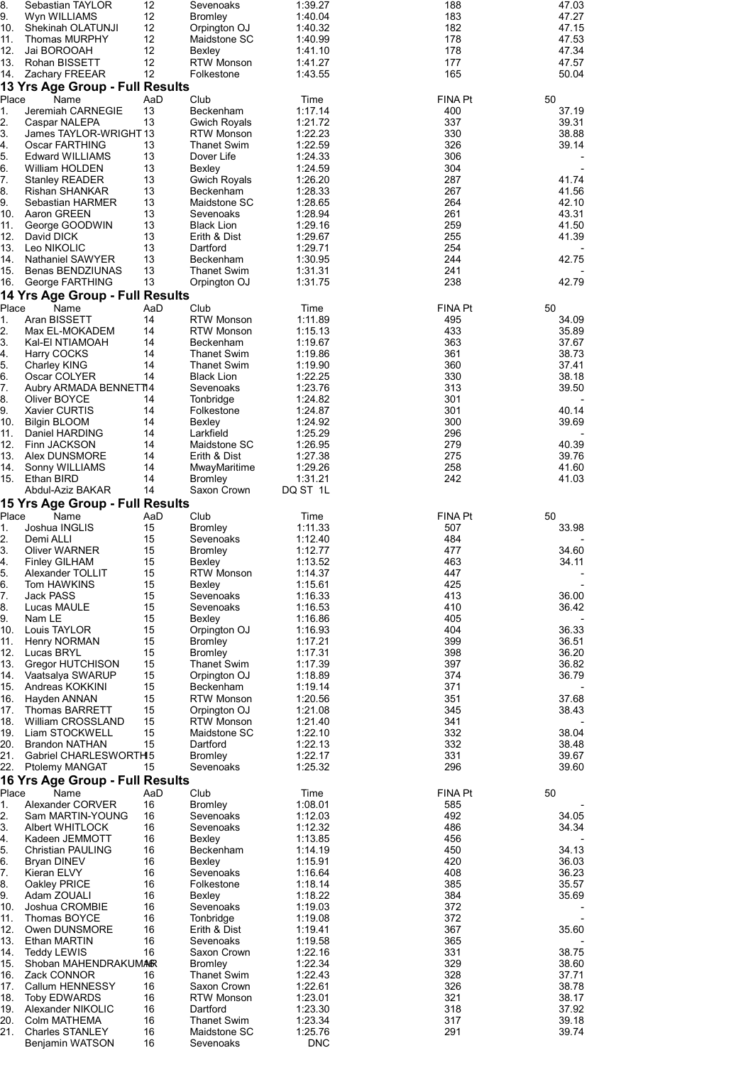| Place | Name | AaD | Club | Time | FINA Pt | 50 |
|---|---|---|---|---|---|---|
| 8. | Sebastian TAYLOR | 12 | Sevenoaks | 1:39.27 | 188 | 47.03 |
| 9. | Wyn WILLIAMS | 12 | Bromley | 1:40.04 | 183 | 47.27 |
| 10. | Shekinah OLATUNJI | 12 | Orpington OJ | 1:40.32 | 182 | 47.15 |
| 11. | Thomas MURPHY | 12 | Maidstone SC | 1:40.99 | 178 | 47.53 |
| 12. | Jai BOROOAH | 12 | Bexley | 1:41.10 | 178 | 47.34 |
| 13. | Rohan BISSETT | 12 | RTW Monson | 1:41.27 | 177 | 47.57 |
| 14. | Zachary FREEAR | 12 | Folkestone | 1:43.55 | 165 | 50.04 |

## 13 Yrs Age Group - Full Results

| Place | Name | AaD | Club | Time | FINA Pt | 50 |
|---|---|---|---|---|---|---|
| 1. | Jeremiah CARNEGIE | 13 | Beckenham | 1:17.14 | 400 | 37.19 |
| 2. | Caspar NALEPA | 13 | Gwich Royals | 1:21.72 | 337 | 39.31 |
| 3. | James TAYLOR-WRIGHT | 13 | RTW Monson | 1:22.23 | 330 | 38.88 |
| 4. | Oscar FARTHING | 13 | Thanet Swim | 1:22.59 | 326 | 39.14 |
| 5. | Edward WILLIAMS | 13 | Dover Life | 1:24.33 | 306 | - |
| 6. | William HOLDEN | 13 | Bexley | 1:24.59 | 304 | - |
| 7. | Stanley READER | 13 | Gwich Royals | 1:26.20 | 287 | 41.74 |
| 8. | Rishan SHANKAR | 13 | Beckenham | 1:28.33 | 267 | 41.56 |
| 9. | Sebastian HARMER | 13 | Maidstone SC | 1:28.65 | 264 | 42.10 |
| 10. | Aaron GREEN | 13 | Sevenoaks | 1:28.94 | 261 | 43.31 |
| 11. | George GOODWIN | 13 | Black Lion | 1:29.16 | 259 | 41.50 |
| 12. | David DICK | 13 | Erith & Dist | 1:29.67 | 255 | 41.39 |
| 13. | Leo NIKOLIC | 13 | Dartford | 1:29.71 | 254 | - |
| 14. | Nathaniel SAWYER | 13 | Beckenham | 1:30.95 | 244 | 42.75 |
| 15. | Benas BENDZIUNAS | 13 | Thanet Swim | 1:31.31 | 241 | - |
| 16. | George FARTHING | 13 | Orpington OJ | 1:31.75 | 238 | 42.79 |

## 14 Yrs Age Group - Full Results

| Place | Name | AaD | Club | Time | FINA Pt | 50 |
|---|---|---|---|---|---|---|
| 1. | Aran BISSETT | 14 | RTW Monson | 1:11.89 | 495 | 34.09 |
| 2. | Max EL-MOKADEM | 14 | RTW Monson | 1:15.13 | 433 | 35.89 |
| 3. | Kal-El NTIAMOAH | 14 | Beckenham | 1:19.67 | 363 | 37.67 |
| 4. | Harry COCKS | 14 | Thanet Swim | 1:19.86 | 361 | 38.73 |
| 5. | Charley KING | 14 | Thanet Swim | 1:19.90 | 360 | 37.41 |
| 6. | Oscar COLYER | 14 | Black Lion | 1:22.25 | 330 | 38.18 |
| 7. | Aubry ARMADA BENNETT | 14 | Sevenoaks | 1:23.76 | 313 | 39.50 |
| 8. | Oliver BOYCE | 14 | Tonbridge | 1:24.82 | 301 | - |
| 9. | Xavier CURTIS | 14 | Folkestone | 1:24.87 | 301 | 40.14 |
| 10. | Bilgin BLOOM | 14 | Bexley | 1:24.92 | 300 | 39.69 |
| 11. | Daniel HARDING | 14 | Larkfield | 1:25.29 | 296 | - |
| 12. | Finn JACKSON | 14 | Maidstone SC | 1:26.95 | 279 | 40.39 |
| 13. | Alex DUNSMORE | 14 | Erith & Dist | 1:27.38 | 275 | 39.76 |
| 14. | Sonny WILLIAMS | 14 | MwayMaritime | 1:29.26 | 258 | 41.60 |
| 15. | Ethan BIRD | 14 | Bromley | 1:31.21 | 242 | 41.03 |
| | Abdul-Aziz BAKAR | 14 | Saxon Crown | DQ ST 1L | | |

## 15 Yrs Age Group - Full Results

| Place | Name | AaD | Club | Time | FINA Pt | 50 |
|---|---|---|---|---|---|---|
| 1. | Joshua INGLIS | 15 | Bromley | 1:11.33 | 507 | 33.98 |
| 2. | Demi ALLI | 15 | Sevenoaks | 1:12.40 | 484 | - |
| 3. | Oliver WARNER | 15 | Bromley | 1:12.77 | 477 | 34.60 |
| 4. | Finley GILHAM | 15 | Bexley | 1:13.52 | 463 | 34.11 |
| 5. | Alexander TOLLIT | 15 | RTW Monson | 1:14.37 | 447 | - |
| 6. | Tom HAWKINS | 15 | Bexley | 1:15.61 | 425 | - |
| 7. | Jack PASS | 15 | Sevenoaks | 1:16.33 | 413 | 36.00 |
| 8. | Lucas MAULE | 15 | Sevenoaks | 1:16.53 | 410 | 36.42 |
| 9. | Nam LE | 15 | Bexley | 1:16.86 | 405 | - |
| 10. | Louis TAYLOR | 15 | Orpington OJ | 1:16.93 | 404 | 36.33 |
| 11. | Henry NORMAN | 15 | Bromley | 1:17.21 | 399 | 36.51 |
| 12. | Lucas BRYL | 15 | Bromley | 1:17.31 | 398 | 36.20 |
| 13. | Gregor HUTCHISON | 15 | Thanet Swim | 1:17.39 | 397 | 36.82 |
| 14. | Vaatsalya SWARUP | 15 | Orpington OJ | 1:18.89 | 374 | 36.79 |
| 15. | Andreas KOKKINI | 15 | Beckenham | 1:19.14 | 371 | - |
| 16. | Hayden ANNAN | 15 | RTW Monson | 1:20.56 | 351 | 37.68 |
| 17. | Thomas BARRETT | 15 | Orpington OJ | 1:21.08 | 345 | 38.43 |
| 18. | William CROSSLAND | 15 | RTW Monson | 1:21.40 | 341 | - |
| 19. | Liam STOCKWELL | 15 | Maidstone SC | 1:22.10 | 332 | 38.04 |
| 20. | Brandon NATHAN | 15 | Dartford | 1:22.13 | 332 | 38.48 |
| 21. | Gabriel CHARLESWORTH | 15 | Bromley | 1:22.17 | 331 | 39.67 |
| 22. | Ptolemy MANGAT | 15 | Sevenoaks | 1:25.32 | 296 | 39.60 |

## 16 Yrs Age Group - Full Results

| Place | Name | AaD | Club | Time | FINA Pt | 50 |
|---|---|---|---|---|---|---|
| 1. | Alexander CORVER | 16 | Bromley | 1:08.01 | 585 | - |
| 2. | Sam MARTIN-YOUNG | 16 | Sevenoaks | 1:12.03 | 492 | 34.05 |
| 3. | Albert WHITLOCK | 16 | Sevenoaks | 1:12.32 | 486 | 34.34 |
| 4. | Kadeen JEMMOTT | 16 | Bexley | 1:13.85 | 456 | - |
| 5. | Christian PAULING | 16 | Beckenham | 1:14.19 | 450 | 34.13 |
| 6. | Bryan DINEV | 16 | Bexley | 1:15.91 | 420 | 36.03 |
| 7. | Kieran ELVY | 16 | Sevenoaks | 1:16.64 | 408 | 36.23 |
| 8. | Oakley PRICE | 16 | Folkestone | 1:18.14 | 385 | 35.57 |
| 9. | Adam ZOUALI | 16 | Bexley | 1:18.22 | 384 | 35.69 |
| 10. | Joshua CROMBIE | 16 | Sevenoaks | 1:19.03 | 372 | - |
| 11. | Thomas BOYCE | 16 | Tonbridge | 1:19.08 | 372 | - |
| 12. | Owen DUNSMORE | 16 | Erith & Dist | 1:19.41 | 367 | 35.60 |
| 13. | Ethan MARTIN | 16 | Sevenoaks | 1:19.58 | 365 | - |
| 14. | Teddy LEWIS | 16 | Saxon Crown | 1:22.16 | 331 | 38.75 |
| 15. | Shoban MAHENDRAKUMAR | 16 | Bromley | 1:22.34 | 329 | 38.60 |
| 16. | Zack CONNOR | 16 | Thanet Swim | 1:22.43 | 328 | 37.71 |
| 17. | Callum HENNESSY | 16 | Saxon Crown | 1:22.61 | 326 | 38.78 |
| 18. | Toby EDWARDS | 16 | RTW Monson | 1:23.01 | 321 | 38.17 |
| 19. | Alexander NIKOLIC | 16 | Dartford | 1:23.30 | 318 | 37.92 |
| 20. | Colm MATHEMA | 16 | Thanet Swim | 1:23.34 | 317 | 39.18 |
| 21. | Charles STANLEY | 16 | Maidstone SC | 1:25.76 | 291 | 39.74 |
| | Benjamin WATSON | 16 | Sevenoaks | DNC | | |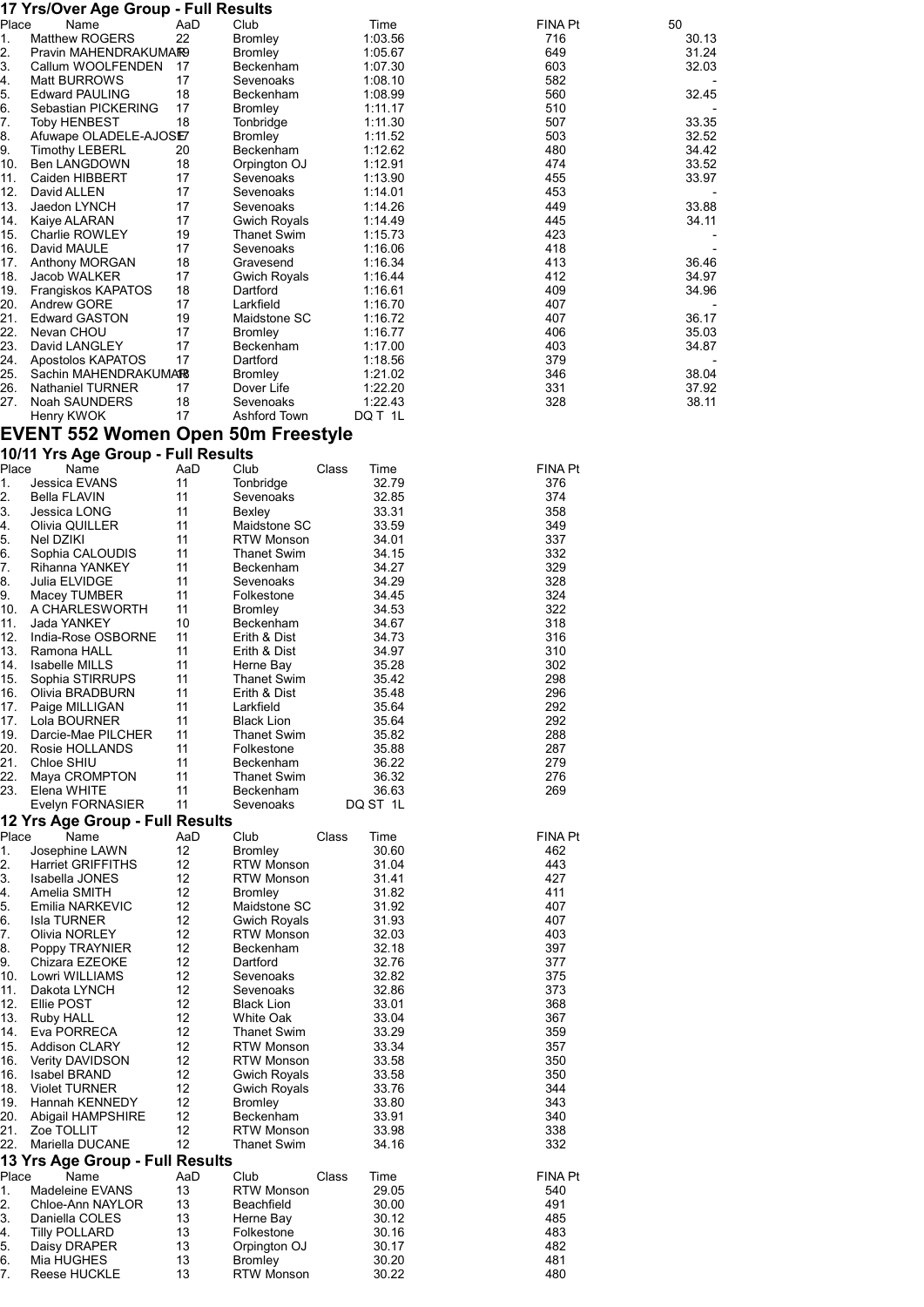### 17 Yrs/Over Age Group - Full Results

| Place | Name | AaD | Club | Time | FINA Pt | 50 |
|---|---|---|---|---|---|---|
| 1. | Matthew ROGERS | 22 | Bromley | 1:03.56 | 716 | 30.13 |
| 2. | Pravin MAHENDRAKUMAR | 19 | Bromley | 1:05.67 | 649 | 31.24 |
| 3. | Callum WOOLFENDEN | 17 | Beckenham | 1:07.30 | 603 | 32.03 |
| 4. | Matt BURROWS | 17 | Sevenoaks | 1:08.10 | 582 | - |
| 5. | Edward PAULING | 18 | Beckenham | 1:08.99 | 560 | 32.45 |
| 6. | Sebastian PICKERING | 17 | Bromley | 1:11.17 | 510 | - |
| 7. | Toby HENBEST | 18 | Tonbridge | 1:11.30 | 507 | 33.35 |
| 8. | Afuwape OLADELE-AJOSE | 17 | Bromley | 1:11.52 | 503 | 32.52 |
| 9. | Timothy LEBERL | 20 | Beckenham | 1:12.62 | 480 | 34.42 |
| 10. | Ben LANGDOWN | 18 | Orpington OJ | 1:12.91 | 474 | 33.52 |
| 11. | Caiden HIBBERT | 17 | Sevenoaks | 1:13.90 | 455 | 33.97 |
| 12. | David ALLEN | 17 | Sevenoaks | 1:14.01 | 453 | - |
| 13. | Jaedon LYNCH | 17 | Sevenoaks | 1:14.26 | 449 | 33.88 |
| 14. | Kaiye ALARAN | 17 | Gwich Royals | 1:14.49 | 445 | 34.11 |
| 15. | Charlie ROWLEY | 19 | Thanet Swim | 1:15.73 | 423 | - |
| 16. | David MAULE | 17 | Sevenoaks | 1:16.06 | 418 | - |
| 17. | Anthony MORGAN | 18 | Gravesend | 1:16.34 | 413 | 36.46 |
| 18. | Jacob WALKER | 17 | Gwich Royals | 1:16.44 | 412 | 34.97 |
| 19. | Frangiskos KAPATOS | 18 | Dartford | 1:16.61 | 409 | 34.96 |
| 20. | Andrew GORE | 17 | Larkfield | 1:16.70 | 407 | - |
| 21. | Edward GASTON | 19 | Maidstone SC | 1:16.72 | 407 | 36.17 |
| 22. | Nevan CHOU | 17 | Bromley | 1:16.77 | 406 | 35.03 |
| 23. | David LANGLEY | 17 | Beckenham | 1:17.00 | 403 | 34.87 |
| 24. | Apostolos KAPATOS | 17 | Dartford | 1:18.56 | 379 | - |
| 25. | Sachin MAHENDRAKUMAR | 18 | Bromley | 1:21.02 | 346 | 38.04 |
| 26. | Nathaniel TURNER | 17 | Dover Life | 1:22.20 | 331 | 37.92 |
| 27. | Noah SAUNDERS | 18 | Sevenoaks | 1:22.43 | 328 | 38.11 |
| | Henry KWOK | 17 | Ashford Town | DQ T 1L | | |

## EVENT 552 Women Open 50m Freestyle

### 10/11 Yrs Age Group - Full Results

| Place | Name | AaD | Club | Class | Time | FINA Pt |
|---|---|---|---|---|---|---|
| 1. | Jessica EVANS | 11 | Tonbridge | | 32.79 | 376 |
| 2. | Bella FLAVIN | 11 | Sevenoaks | | 32.85 | 374 |
| 3. | Jessica LONG | 11 | Bexley | | 33.31 | 358 |
| 4. | Olivia QUILLER | 11 | Maidstone SC | | 33.59 | 349 |
| 5. | Nel DZIKI | 11 | RTW Monson | | 34.01 | 337 |
| 6. | Sophia CALOUDIS | 11 | Thanet Swim | | 34.15 | 332 |
| 7. | Rihanna YANKEY | 11 | Beckenham | | 34.27 | 329 |
| 8. | Julia ELVIDGE | 11 | Sevenoaks | | 34.29 | 328 |
| 9. | Macey TUMBER | 11 | Folkestone | | 34.45 | 324 |
| 10. | A CHARLESWORTH | 11 | Bromley | | 34.53 | 322 |
| 11. | Jada YANKEY | 10 | Beckenham | | 34.67 | 318 |
| 12. | India-Rose OSBORNE | 11 | Erith & Dist | | 34.73 | 316 |
| 13. | Ramona HALL | 11 | Erith & Dist | | 34.97 | 310 |
| 14. | Isabelle MILLS | 11 | Herne Bay | | 35.28 | 302 |
| 15. | Sophia STIRRUPS | 11 | Thanet Swim | | 35.42 | 298 |
| 16. | Olivia BRADBURN | 11 | Erith & Dist | | 35.48 | 296 |
| 17. | Paige MILLIGAN | 11 | Larkfield | | 35.64 | 292 |
| 17. | Lola BOURNER | 11 | Black Lion | | 35.64 | 292 |
| 19. | Darcie-Mae PILCHER | 11 | Thanet Swim | | 35.82 | 288 |
| 20. | Rosie HOLLANDS | 11 | Folkestone | | 35.88 | 287 |
| 21. | Chloe SHIU | 11 | Beckenham | | 36.22 | 279 |
| 22. | Maya CROMPTON | 11 | Thanet Swim | | 36.32 | 276 |
| 23. | Elena WHITE | 11 | Beckenham | | 36.63 | 269 |
| | Evelyn FORNASIER | 11 | Sevenoaks | | DQ ST 1L | |

### 12 Yrs Age Group - Full Results

| Place | Name | AaD | Club | Class | Time | FINA Pt |
|---|---|---|---|---|---|---|
| 1. | Josephine LAWN | 12 | Bromley | | 30.60 | 462 |
| 2. | Harriet GRIFFITHS | 12 | RTW Monson | | 31.04 | 443 |
| 3. | Isabella JONES | 12 | RTW Monson | | 31.41 | 427 |
| 4. | Amelia SMITH | 12 | Bromley | | 31.82 | 411 |
| 5. | Emilia NARKEVIC | 12 | Maidstone SC | | 31.92 | 407 |
| 6. | Isla TURNER | 12 | Gwich Royals | | 31.93 | 407 |
| 7. | Olivia NORLEY | 12 | RTW Monson | | 32.03 | 403 |
| 8. | Poppy TRAYNIER | 12 | Beckenham | | 32.18 | 397 |
| 9. | Chizara EZEOKE | 12 | Dartford | | 32.76 | 377 |
| 10. | Lowri WILLIAMS | 12 | Sevenoaks | | 32.82 | 375 |
| 11. | Dakota LYNCH | 12 | Sevenoaks | | 32.86 | 373 |
| 12. | Ellie POST | 12 | Black Lion | | 33.01 | 368 |
| 13. | Ruby HALL | 12 | White Oak | | 33.04 | 367 |
| 14. | Eva PORRECA | 12 | Thanet Swim | | 33.29 | 359 |
| 15. | Addison CLARY | 12 | RTW Monson | | 33.34 | 357 |
| 16. | Verity DAVIDSON | 12 | RTW Monson | | 33.58 | 350 |
| 16. | Isabel BRAND | 12 | Gwich Royals | | 33.58 | 350 |
| 18. | Violet TURNER | 12 | Gwich Royals | | 33.76 | 344 |
| 19. | Hannah KENNEDY | 12 | Bromley | | 33.80 | 343 |
| 20. | Abigail HAMPSHIRE | 12 | Beckenham | | 33.91 | 340 |
| 21. | Zoe TOLLIT | 12 | RTW Monson | | 33.98 | 338 |
| 22. | Mariella DUCANE | 12 | Thanet Swim | | 34.16 | 332 |

### 13 Yrs Age Group - Full Results

| Place | Name | AaD | Club | Class | Time | FINA Pt |
|---|---|---|---|---|---|---|
| 1. | Madeleine EVANS | 13 | RTW Monson | | 29.05 | 540 |
| 2. | Chloe-Ann NAYLOR | 13 | Beachfield | | 30.00 | 491 |
| 3. | Daniella COLES | 13 | Herne Bay | | 30.12 | 485 |
| 4. | Tilly POLLARD | 13 | Folkestone | | 30.16 | 483 |
| 5. | Daisy DRAPER | 13 | Orpington OJ | | 30.17 | 482 |
| 6. | Mia HUGHES | 13 | Bromley | | 30.20 | 481 |
| 7. | Reese HUCKLE | 13 | RTW Monson | | 30.22 | 480 |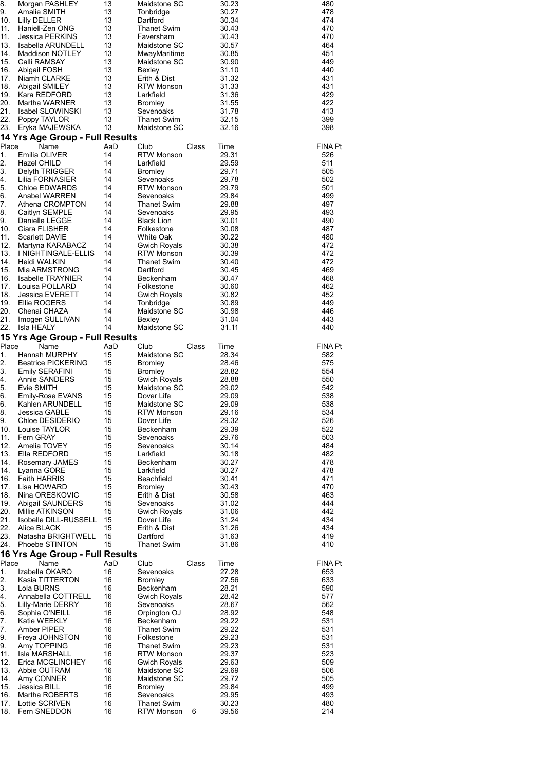| Place | Name | AaD | Club | Class | Time | FINA Pt |
|---|---|---|---|---|---|---|
| 8. | Morgan PASHLEY | 13 | Maidstone SC | | 30.23 | 480 |
| 9. | Amalie SMITH | 13 | Tonbridge | | 30.27 | 478 |
| 10. | Lilly DELLER | 13 | Dartford | | 30.34 | 474 |
| 11. | Haniell-Zen ONG | 13 | Thanet Swim | | 30.43 | 470 |
| 11. | Jessica PERKINS | 13 | Faversham | | 30.43 | 470 |
| 13. | Isabella ARUNDELL | 13 | Maidstone SC | | 30.57 | 464 |
| 14. | Maddison NOTLEY | 13 | MwayMaritime | | 30.85 | 451 |
| 15. | Calli RAMSAY | 13 | Maidstone SC | | 30.90 | 449 |
| 16. | Abigail FOSH | 13 | Bexley | | 31.10 | 440 |
| 17. | Niamh CLARKE | 13 | Erith & Dist | | 31.32 | 431 |
| 18. | Abigail SMILEY | 13 | RTW Monson | | 31.33 | 431 |
| 19. | Kara REDFORD | 13 | Larkfield | | 31.36 | 429 |
| 20. | Martha WARNER | 13 | Bromley | | 31.55 | 422 |
| 21. | Isabel SLOWINSKI | 13 | Sevenoaks | | 31.78 | 413 |
| 22. | Poppy TAYLOR | 13 | Thanet Swim | | 32.15 | 399 |
| 23. | Eryka MAJEWSKA | 13 | Maidstone SC | | 32.16 | 398 |

### 14 Yrs Age Group - Full Results

| Place | Name | AaD | Club | Class | Time | FINA Pt |
|---|---|---|---|---|---|---|
| 1. | Emilia OLIVER | 14 | RTW Monson | | 29.31 | 526 |
| 2. | Hazel CHILD | 14 | Larkfield | | 29.59 | 511 |
| 3. | Delyth TRIGGER | 14 | Bromley | | 29.71 | 505 |
| 4. | Lilia FORNASIER | 14 | Sevenoaks | | 29.78 | 502 |
| 5. | Chloe EDWARDS | 14 | RTW Monson | | 29.79 | 501 |
| 6. | Anabel WARREN | 14 | Sevenoaks | | 29.84 | 499 |
| 7. | Athena CROMPTON | 14 | Thanet Swim | | 29.88 | 497 |
| 8. | Caitlyn SEMPLE | 14 | Sevenoaks | | 29.95 | 493 |
| 9. | Danielle LEGGE | 14 | Black Lion | | 30.01 | 490 |
| 10. | Ciara FLISHER | 14 | Folkestone | | 30.08 | 487 |
| 11. | Scarlett DAVIE | 14 | White Oak | | 30.22 | 480 |
| 12. | Martyna KARABACZ | 14 | Gwich Royals | | 30.38 | 472 |
| 13. | I NIGHTINGALE-ELLIS | 14 | RTW Monson | | 30.39 | 472 |
| 14. | Heidi WALKIN | 14 | Thanet Swim | | 30.40 | 472 |
| 15. | Mia ARMSTRONG | 14 | Dartford | | 30.45 | 469 |
| 16. | Isabelle TRAYNIER | 14 | Beckenham | | 30.47 | 468 |
| 17. | Louisa POLLARD | 14 | Folkestone | | 30.60 | 462 |
| 18. | Jessica EVERETT | 14 | Gwich Royals | | 30.82 | 452 |
| 19. | Ellie ROGERS | 14 | Tonbridge | | 30.89 | 449 |
| 20. | Chenai CHAZA | 14 | Maidstone SC | | 30.98 | 446 |
| 21. | Imogen SULLIVAN | 14 | Bexley | | 31.04 | 443 |
| 22. | Isla HEALY | 14 | Maidstone SC | | 31.11 | 440 |

### 15 Yrs Age Group - Full Results

| Place | Name | AaD | Club | Class | Time | FINA Pt |
|---|---|---|---|---|---|---|
| 1. | Hannah MURPHY | 15 | Maidstone SC | | 28.34 | 582 |
| 2. | Beatrice PICKERING | 15 | Bromley | | 28.46 | 575 |
| 3. | Emily SERAFINI | 15 | Bromley | | 28.82 | 554 |
| 4. | Annie SANDERS | 15 | Gwich Royals | | 28.88 | 550 |
| 5. | Evie SMITH | 15 | Maidstone SC | | 29.02 | 542 |
| 6. | Emily-Rose EVANS | 15 | Dover Life | | 29.09 | 538 |
| 6. | Kahlen ARUNDELL | 15 | Maidstone SC | | 29.09 | 538 |
| 8. | Jessica GABLE | 15 | RTW Monson | | 29.16 | 534 |
| 9. | Chloe DESIDERIO | 15 | Dover Life | | 29.32 | 526 |
| 10. | Louise TAYLOR | 15 | Beckenham | | 29.39 | 522 |
| 11. | Fern GRAY | 15 | Sevenoaks | | 29.76 | 503 |
| 12. | Amelia TOVEY | 15 | Sevenoaks | | 30.14 | 484 |
| 13. | Ella REDFORD | 15 | Larkfield | | 30.18 | 482 |
| 14. | Rosemary JAMES | 15 | Beckenham | | 30.27 | 478 |
| 14. | Lyanna GORE | 15 | Larkfield | | 30.27 | 478 |
| 16. | Faith HARRIS | 15 | Beachfield | | 30.41 | 471 |
| 17. | Lisa HOWARD | 15 | Bromley | | 30.43 | 470 |
| 18. | Nina ORESKOVIC | 15 | Erith & Dist | | 30.58 | 463 |
| 19. | Abigail SAUNDERS | 15 | Sevenoaks | | 31.02 | 444 |
| 20. | Millie ATKINSON | 15 | Gwich Royals | | 31.06 | 442 |
| 21. | Isobelle DILL-RUSSELL | 15 | Dover Life | | 31.24 | 434 |
| 22. | Alice BLACK | 15 | Erith & Dist | | 31.26 | 434 |
| 23. | Natasha BRIGHTWELL | 15 | Dartford | | 31.63 | 419 |
| 24. | Phoebe STINTON | 15 | Thanet Swim | | 31.86 | 410 |

### 16 Yrs Age Group - Full Results

| Place | Name | AaD | Club | Class | Time | FINA Pt |
|---|---|---|---|---|---|---|
| 1. | Izabella OKARO | 16 | Sevenoaks | | 27.28 | 653 |
| 2. | Kasia TITTERTON | 16 | Bromley | | 27.56 | 633 |
| 3. | Lola BURNS | 16 | Beckenham | | 28.21 | 590 |
| 4. | Annabella COTTRELL | 16 | Gwich Royals | | 28.42 | 577 |
| 5. | Lilly-Marie DERRY | 16 | Sevenoaks | | 28.67 | 562 |
| 6. | Sophia O'NEILL | 16 | Orpington OJ | | 28.92 | 548 |
| 7. | Katie WEEKLY | 16 | Beckenham | | 29.22 | 531 |
| 7. | Amber PIPER | 16 | Thanet Swim | | 29.22 | 531 |
| 9. | Freya JOHNSTON | 16 | Folkestone | | 29.23 | 531 |
| 9. | Amy TOPPING | 16 | Thanet Swim | | 29.23 | 531 |
| 11. | Isla MARSHALL | 16 | RTW Monson | | 29.37 | 523 |
| 12. | Erica MCGLINCHEY | 16 | Gwich Royals | | 29.63 | 509 |
| 13. | Abbie OUTRAM | 16 | Maidstone SC | | 29.69 | 506 |
| 14. | Amy CONNER | 16 | Maidstone SC | | 29.72 | 505 |
| 15. | Jessica BILL | 16 | Bromley | | 29.84 | 499 |
| 16. | Martha ROBERTS | 16 | Sevenoaks | | 29.95 | 493 |
| 17. | Lottie SCRIVEN | 16 | Thanet Swim | | 30.23 | 480 |
| 18. | Fern SNEDDON | 16 | RTW Monson | 6 | 39.56 | 214 |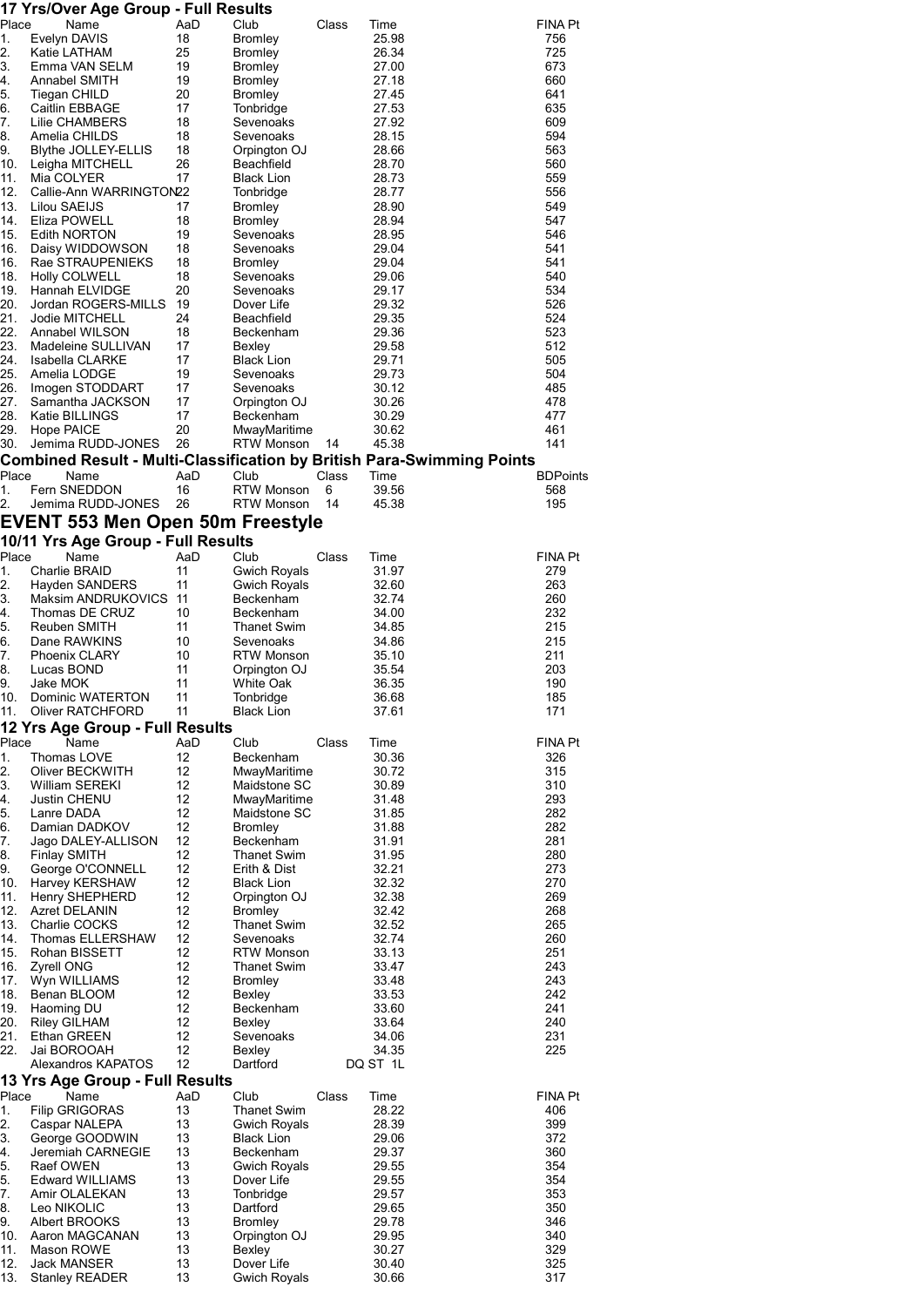### 17 Yrs/Over Age Group - Full Results

| Place | Name | AaD | Club | Class | Time | FINA Pt |
|---|---|---|---|---|---|---|
| 1. | Evelyn DAVIS | 18 | Bromley | | 25.98 | 756 |
| 2. | Katie LATHAM | 25 | Bromley | | 26.34 | 725 |
| 3. | Emma VAN SELM | 19 | Bromley | | 27.00 | 673 |
| 4. | Annabel SMITH | 19 | Bromley | | 27.18 | 660 |
| 5. | Tiegan CHILD | 20 | Bromley | | 27.45 | 641 |
| 6. | Caitlin EBBAGE | 17 | Tonbridge | | 27.53 | 635 |
| 7. | Lilie CHAMBERS | 18 | Sevenoaks | | 27.92 | 609 |
| 8. | Amelia CHILDS | 18 | Sevenoaks | | 28.15 | 594 |
| 9. | Blythe JOLLEY-ELLIS | 18 | Orpington OJ | | 28.66 | 563 |
| 10. | Leigha MITCHELL | 26 | Beachfield | | 28.70 | 560 |
| 11. | Mia COLYER | 17 | Black Lion | | 28.73 | 559 |
| 12. | Callie-Ann WARRINGTON | 22 | Tonbridge | | 28.77 | 556 |
| 13. | Lilou SAEIJS | 17 | Bromley | | 28.90 | 549 |
| 14. | Eliza POWELL | 18 | Bromley | | 28.94 | 547 |
| 15. | Edith NORTON | 19 | Sevenoaks | | 28.95 | 546 |
| 16. | Daisy WIDDOWSON | 18 | Sevenoaks | | 29.04 | 541 |
| 16. | Rae STRAUPENIEKS | 18 | Bromley | | 29.04 | 541 |
| 18. | Holly COLWELL | 18 | Sevenoaks | | 29.06 | 540 |
| 19. | Hannah ELVIDGE | 20 | Sevenoaks | | 29.17 | 534 |
| 20. | Jordan ROGERS-MILLS | 19 | Dover Life | | 29.32 | 526 |
| 21. | Jodie MITCHELL | 24 | Beachfield | | 29.35 | 524 |
| 22. | Annabel WILSON | 18 | Beckenham | | 29.36 | 523 |
| 23. | Madeleine SULLIVAN | 17 | Bexley | | 29.58 | 512 |
| 24. | Isabella CLARKE | 17 | Black Lion | | 29.71 | 505 |
| 25. | Amelia LODGE | 19 | Sevenoaks | | 29.73 | 504 |
| 26. | Imogen STODDART | 17 | Sevenoaks | | 30.12 | 485 |
| 27. | Samantha JACKSON | 17 | Orpington OJ | | 30.26 | 478 |
| 28. | Katie BILLINGS | 17 | Beckenham | | 30.29 | 477 |
| 29. | Hope PAICE | 20 | MwayMaritime | | 30.62 | 461 |
| 30. | Jemima RUDD-JONES | 26 | RTW Monson | 14 | 45.38 | 141 |

### Combined Result - Multi-Classification by British Para-Swimming Points

| Place | Name | AaD | Club | Class | Time | BDPoints |
|---|---|---|---|---|---|---|
| 1. | Fern SNEDDON | 16 | RTW Monson | 6 | 39.56 | 568 |
| 2. | Jemima RUDD-JONES | 26 | RTW Monson | 14 | 45.38 | 195 |

## EVENT 553 Men Open 50m Freestyle

### 10/11 Yrs Age Group - Full Results

| Place | Name | AaD | Club | Class | Time | FINA Pt |
|---|---|---|---|---|---|---|
| 1. | Charlie BRAID | 11 | Gwich Royals | | 31.97 | 279 |
| 2. | Hayden SANDERS | 11 | Gwich Royals | | 32.60 | 263 |
| 3. | Maksim ANDRUKOVICS | 11 | Beckenham | | 32.74 | 260 |
| 4. | Thomas DE CRUZ | 10 | Beckenham | | 34.00 | 232 |
| 5. | Reuben SMITH | 11 | Thanet Swim | | 34.85 | 215 |
| 6. | Dane RAWKINS | 10 | Sevenoaks | | 34.86 | 215 |
| 7. | Phoenix CLARY | 10 | RTW Monson | | 35.10 | 211 |
| 8. | Lucas BOND | 11 | Orpington OJ | | 35.54 | 203 |
| 9. | Jake MOK | 11 | White Oak | | 36.35 | 190 |
| 10. | Dominic WATERTON | 11 | Tonbridge | | 36.68 | 185 |
| 11. | Oliver RATCHFORD | 11 | Black Lion | | 37.61 | 171 |

### 12 Yrs Age Group - Full Results

| Place | Name | AaD | Club | Class | Time | FINA Pt |
|---|---|---|---|---|---|---|
| 1. | Thomas LOVE | 12 | Beckenham | | 30.36 | 326 |
| 2. | Oliver BECKWITH | 12 | MwayMaritime | | 30.72 | 315 |
| 3. | William SEREKI | 12 | Maidstone SC | | 30.89 | 310 |
| 4. | Justin CHENU | 12 | MwayMaritime | | 31.48 | 293 |
| 5. | Lanre DADA | 12 | Maidstone SC | | 31.85 | 282 |
| 6. | Damian DADKOV | 12 | Bromley | | 31.88 | 282 |
| 7. | Jago DALEY-ALLISON | 12 | Beckenham | | 31.91 | 281 |
| 8. | Finlay SMITH | 12 | Thanet Swim | | 31.95 | 280 |
| 9. | George O'CONNELL | 12 | Erith & Dist | | 32.21 | 273 |
| 10. | Harvey KERSHAW | 12 | Black Lion | | 32.32 | 270 |
| 11. | Henry SHEPHERD | 12 | Orpington OJ | | 32.38 | 269 |
| 12. | Azret DELANIN | 12 | Bromley | | 32.42 | 268 |
| 13. | Charlie COCKS | 12 | Thanet Swim | | 32.52 | 265 |
| 14. | Thomas ELLERSHAW | 12 | Sevenoaks | | 32.74 | 260 |
| 15. | Rohan BISSETT | 12 | RTW Monson | | 33.13 | 251 |
| 16. | Zyrell ONG | 12 | Thanet Swim | | 33.47 | 243 |
| 17. | Wyn WILLIAMS | 12 | Bromley | | 33.48 | 243 |
| 18. | Benan BLOOM | 12 | Bexley | | 33.53 | 242 |
| 19. | Haoming DU | 12 | Beckenham | | 33.60 | 241 |
| 20. | Riley GILHAM | 12 | Bexley | | 33.64 | 240 |
| 21. | Ethan GREEN | 12 | Sevenoaks | | 34.06 | 231 |
| 22. | Jai BOROOAH | 12 | Bexley | | 34.35 | 225 |
| | Alexandros KAPATOS | 12 | Dartford | | DQ ST 1L | |

### 13 Yrs Age Group - Full Results

| Place | Name | AaD | Club | Class | Time | FINA Pt |
|---|---|---|---|---|---|---|
| 1. | Filip GRIGORAS | 13 | Thanet Swim | | 28.22 | 406 |
| 2. | Caspar NALEPA | 13 | Gwich Royals | | 28.39 | 399 |
| 3. | George GOODWIN | 13 | Black Lion | | 29.06 | 372 |
| 4. | Jeremiah CARNEGIE | 13 | Beckenham | | 29.37 | 360 |
| 5. | Raef OWEN | 13 | Gwich Royals | | 29.55 | 354 |
| 5. | Edward WILLIAMS | 13 | Dover Life | | 29.55 | 354 |
| 7. | Amir OLALEKAN | 13 | Tonbridge | | 29.57 | 353 |
| 8. | Leo NIKOLIC | 13 | Dartford | | 29.65 | 350 |
| 9. | Albert BROOKS | 13 | Bromley | | 29.78 | 346 |
| 10. | Aaron MAGCANAN | 13 | Orpington OJ | | 29.95 | 340 |
| 11. | Mason ROWE | 13 | Bexley | | 30.27 | 329 |
| 12. | Jack MANSER | 13 | Dover Life | | 30.40 | 325 |
| 13. | Stanley READER | 13 | Gwich Royals | | 30.66 | 317 |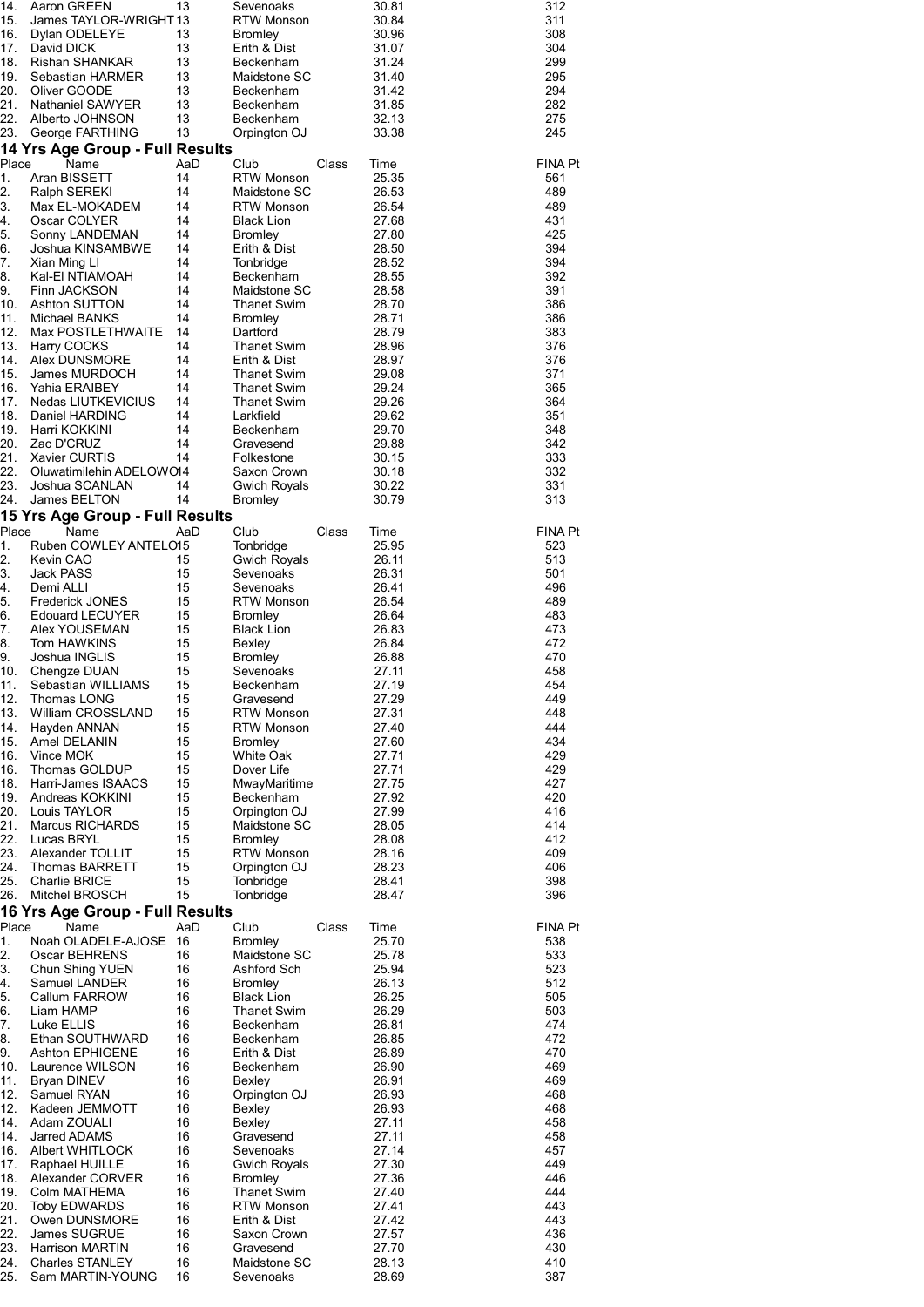| Place | Name | AaD | Club | Class | Time | FINA Pt |
|---|---|---|---|---|---|---|
| 14. | Aaron GREEN | 13 | Sevenoaks | | 30.81 | 312 |
| 15. | James TAYLOR-WRIGHT | 13 | RTW Monson | | 30.84 | 311 |
| 16. | Dylan ODELEYE | 13 | Bromley | | 30.96 | 308 |
| 17. | David DICK | 13 | Erith & Dist | | 31.07 | 304 |
| 18. | Rishan SHANKAR | 13 | Beckenham | | 31.24 | 299 |
| 19. | Sebastian HARMER | 13 | Maidstone SC | | 31.40 | 295 |
| 20. | Oliver GOODE | 13 | Beckenham | | 31.42 | 294 |
| 21. | Nathaniel SAWYER | 13 | Beckenham | | 31.85 | 282 |
| 22. | Alberto JOHNSON | 13 | Beckenham | | 32.13 | 275 |
| 23. | George FARTHING | 13 | Orpington OJ | | 33.38 | 245 |

## 14 Yrs Age Group - Full Results

| Place | Name | AaD | Club | Class | Time | FINA Pt |
|---|---|---|---|---|---|---|
| 1. | Aran BISSETT | 14 | RTW Monson | | 25.35 | 561 |
| 2. | Ralph SEREKI | 14 | Maidstone SC | | 26.53 | 489 |
| 3. | Max EL-MOKADEM | 14 | RTW Monson | | 26.54 | 489 |
| 4. | Oscar COLYER | 14 | Black Lion | | 27.68 | 431 |
| 5. | Sonny LANDEMAN | 14 | Bromley | | 27.80 | 425 |
| 6. | Joshua KINSAMBWE | 14 | Erith & Dist | | 28.50 | 394 |
| 7. | Xian Ming LI | 14 | Tonbridge | | 28.52 | 394 |
| 8. | Kal-El NTIAMOAH | 14 | Beckenham | | 28.55 | 392 |
| 9. | Finn JACKSON | 14 | Maidstone SC | | 28.58 | 391 |
| 10. | Ashton SUTTON | 14 | Thanet Swim | | 28.70 | 386 |
| 11. | Michael BANKS | 14 | Bromley | | 28.71 | 386 |
| 12. | Max POSTLETHWAITE | 14 | Dartford | | 28.79 | 383 |
| 13. | Harry COCKS | 14 | Thanet Swim | | 28.96 | 376 |
| 14. | Alex DUNSMORE | 14 | Erith & Dist | | 28.97 | 376 |
| 15. | James MURDOCH | 14 | Thanet Swim | | 29.08 | 371 |
| 16. | Yahia ERAIBEY | 14 | Thanet Swim | | 29.24 | 365 |
| 17. | Nedas LIUTKEVICIUS | 14 | Thanet Swim | | 29.26 | 364 |
| 18. | Daniel HARDING | 14 | Larkfield | | 29.62 | 351 |
| 19. | Harri KOKKINI | 14 | Beckenham | | 29.70 | 348 |
| 20. | Zac D'CRUZ | 14 | Gravesend | | 29.88 | 342 |
| 21. | Xavier CURTIS | 14 | Folkestone | | 30.15 | 333 |
| 22. | Oluwatimilehin ADELOWO | 14 | Saxon Crown | | 30.18 | 332 |
| 23. | Joshua SCANLAN | 14 | Gwich Royals | | 30.22 | 331 |
| 24. | James BELTON | 14 | Bromley | | 30.79 | 313 |

## 15 Yrs Age Group - Full Results

| Place | Name | AaD | Club | Class | Time | FINA Pt |
|---|---|---|---|---|---|---|
| 1. | Ruben COWLEY ANTELO | 15 | Tonbridge | | 25.95 | 523 |
| 2. | Kevin CAO | 15 | Gwich Royals | | 26.11 | 513 |
| 3. | Jack PASS | 15 | Sevenoaks | | 26.31 | 501 |
| 4. | Demi ALLI | 15 | Sevenoaks | | 26.41 | 496 |
| 5. | Frederick JONES | 15 | RTW Monson | | 26.54 | 489 |
| 6. | Edouard LECUYER | 15 | Bromley | | 26.64 | 483 |
| 7. | Alex YOUSEMAN | 15 | Black Lion | | 26.83 | 473 |
| 8. | Tom HAWKINS | 15 | Bexley | | 26.84 | 472 |
| 9. | Joshua INGLIS | 15 | Bromley | | 26.88 | 470 |
| 10. | Chengze DUAN | 15 | Sevenoaks | | 27.11 | 458 |
| 11. | Sebastian WILLIAMS | 15 | Beckenham | | 27.19 | 454 |
| 12. | Thomas LONG | 15 | Gravesend | | 27.29 | 449 |
| 13. | William CROSSLAND | 15 | RTW Monson | | 27.31 | 448 |
| 14. | Hayden ANNAN | 15 | RTW Monson | | 27.40 | 444 |
| 15. | Amel DELANIN | 15 | Bromley | | 27.60 | 434 |
| 16. | Vince MOK | 15 | White Oak | | 27.71 | 429 |
| 16. | Thomas GOLDUP | 15 | Dover Life | | 27.71 | 429 |
| 18. | Harri-James ISAACS | 15 | MwayMaritime | | 27.75 | 427 |
| 19. | Andreas KOKKINI | 15 | Beckenham | | 27.92 | 420 |
| 20. | Louis TAYLOR | 15 | Orpington OJ | | 27.99 | 416 |
| 21. | Marcus RICHARDS | 15 | Maidstone SC | | 28.05 | 414 |
| 22. | Lucas BRYL | 15 | Bromley | | 28.08 | 412 |
| 23. | Alexander TOLLIT | 15 | RTW Monson | | 28.16 | 409 |
| 24. | Thomas BARRETT | 15 | Orpington OJ | | 28.23 | 406 |
| 25. | Charlie BRICE | 15 | Tonbridge | | 28.41 | 398 |
| 26. | Mitchel BROSCH | 15 | Tonbridge | | 28.47 | 396 |

## 16 Yrs Age Group - Full Results

| Place | Name | AaD | Club | Class | Time | FINA Pt |
|---|---|---|---|---|---|---|
| 1. | Noah OLADELE-AJOSE | 16 | Bromley | | 25.70 | 538 |
| 2. | Oscar BEHRENS | 16 | Maidstone SC | | 25.78 | 533 |
| 3. | Chun Shing YUEN | 16 | Ashford Sch | | 25.94 | 523 |
| 4. | Samuel LANDER | 16 | Bromley | | 26.13 | 512 |
| 5. | Callum FARROW | 16 | Black Lion | | 26.25 | 505 |
| 6. | Liam HAMP | 16 | Thanet Swim | | 26.29 | 503 |
| 7. | Luke ELLIS | 16 | Beckenham | | 26.81 | 474 |
| 8. | Ethan SOUTHWARD | 16 | Beckenham | | 26.85 | 472 |
| 9. | Ashton EPHIGENE | 16 | Erith & Dist | | 26.89 | 470 |
| 10. | Laurence WILSON | 16 | Beckenham | | 26.90 | 469 |
| 11. | Bryan DINEV | 16 | Bexley | | 26.91 | 469 |
| 12. | Samuel RYAN | 16 | Orpington OJ | | 26.93 | 468 |
| 12. | Kadeen JEMMOTT | 16 | Bexley | | 26.93 | 468 |
| 14. | Adam ZOUALI | 16 | Bexley | | 27.11 | 458 |
| 14. | Jarred ADAMS | 16 | Gravesend | | 27.11 | 458 |
| 16. | Albert WHITLOCK | 16 | Sevenoaks | | 27.14 | 457 |
| 17. | Raphael HUILLE | 16 | Gwich Royals | | 27.30 | 449 |
| 18. | Alexander CORVER | 16 | Bromley | | 27.36 | 446 |
| 19. | Colm MATHEMA | 16 | Thanet Swim | | 27.40 | 444 |
| 20. | Toby EDWARDS | 16 | RTW Monson | | 27.41 | 443 |
| 21. | Owen DUNSMORE | 16 | Erith & Dist | | 27.42 | 443 |
| 22. | James SUGRUE | 16 | Saxon Crown | | 27.57 | 436 |
| 23. | Harrison MARTIN | 16 | Gravesend | | 27.70 | 430 |
| 24. | Charles STANLEY | 16 | Maidstone SC | | 28.13 | 410 |
| 25. | Sam MARTIN-YOUNG | 16 | Sevenoaks | | 28.69 | 387 |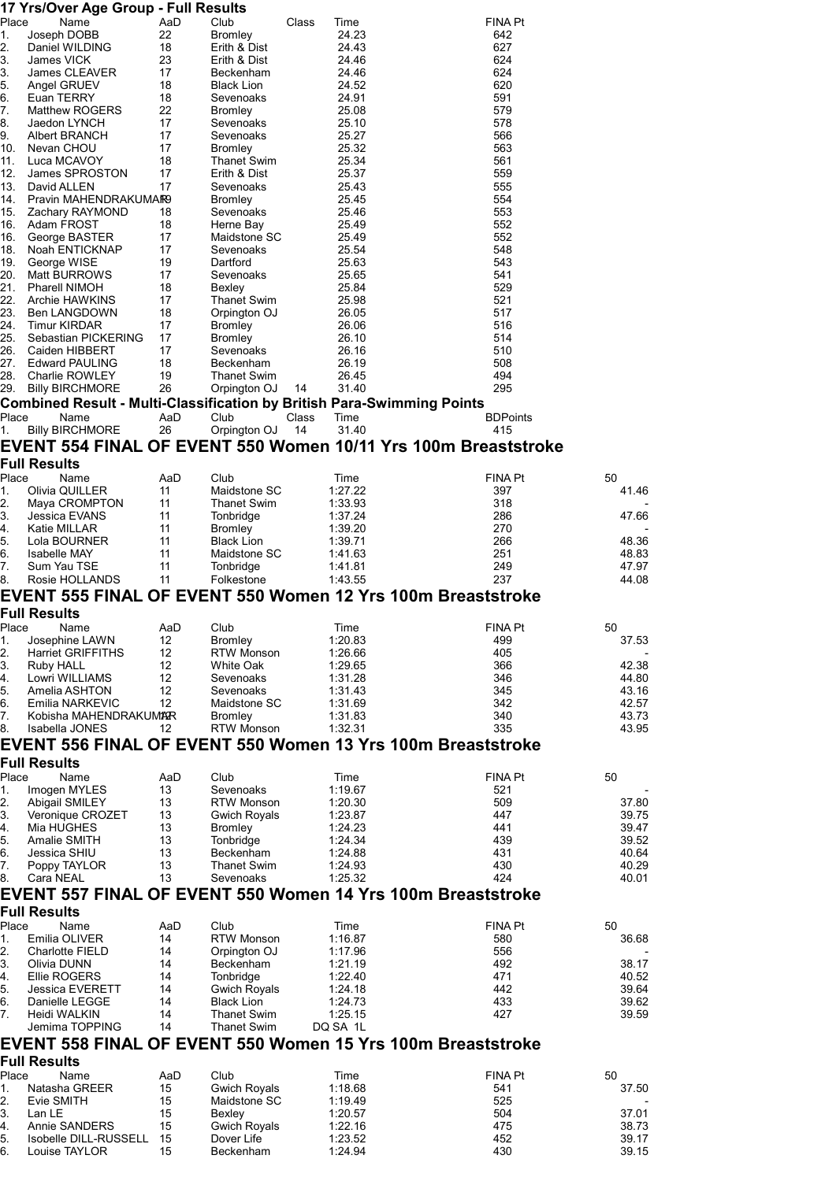## 17 Yrs/Over Age Group - Full Results

| Place | Name | AaD | Club | Class | Time | FINA Pt |
|---|---|---|---|---|---|---|
| 1. | Joseph DOBB | 22 | Bromley | | 24.23 | 642 |
| 2. | Daniel WILDING | 18 | Erith & Dist | | 24.43 | 627 |
| 3. | James VICK | 23 | Erith & Dist | | 24.46 | 624 |
| 3. | James CLEAVER | 17 | Beckenham | | 24.46 | 624 |
| 5. | Angel GRUEV | 18 | Black Lion | | 24.52 | 620 |
| 6. | Euan TERRY | 18 | Sevenoaks | | 24.91 | 591 |
| 7. | Matthew ROGERS | 22 | Bromley | | 25.08 | 579 |
| 8. | Jaedon LYNCH | 17 | Sevenoaks | | 25.10 | 578 |
| 9. | Albert BRANCH | 17 | Sevenoaks | | 25.27 | 566 |
| 10. | Nevan CHOU | 17 | Bromley | | 25.32 | 563 |
| 11. | Luca MCAVOY | 18 | Thanet Swim | | 25.34 | 561 |
| 12. | James SPROSTON | 17 | Erith & Dist | | 25.37 | 559 |
| 13. | David ALLEN | 17 | Sevenoaks | | 25.43 | 555 |
| 14. | Pravin MAHENDRAKUMAR | 19 | Bromley | | 25.45 | 554 |
| 15. | Zachary RAYMOND | 18 | Sevenoaks | | 25.46 | 553 |
| 16. | Adam FROST | 18 | Herne Bay | | 25.49 | 552 |
| 16. | George BASTER | 17 | Maidstone SC | | 25.49 | 552 |
| 18. | Noah ENTICKNAP | 17 | Sevenoaks | | 25.54 | 548 |
| 19. | George WISE | 19 | Dartford | | 25.63 | 543 |
| 20. | Matt BURROWS | 17 | Sevenoaks | | 25.65 | 541 |
| 21. | Pharell NIMOH | 18 | Bexley | | 25.84 | 529 |
| 22. | Archie HAWKINS | 17 | Thanet Swim | | 25.98 | 521 |
| 23. | Ben LANGDOWN | 18 | Orpington OJ | | 26.05 | 517 |
| 24. | Timur KIRDAR | 17 | Bromley | | 26.06 | 516 |
| 25. | Sebastian PICKERING | 17 | Bromley | | 26.10 | 514 |
| 26. | Caiden HIBBERT | 17 | Sevenoaks | | 26.16 | 510 |
| 27. | Edward PAULING | 18 | Beckenham | | 26.19 | 508 |
| 28. | Charlie ROWLEY | 19 | Thanet Swim | | 26.45 | 494 |
| 29. | Billy BIRCHMORE | 26 | Orpington OJ | 14 | 31.40 | 295 |

## Combined Result - Multi-Classification by British Para-Swimming Points

| Place | Name | AaD | Club | Class | Time | BDPoints |
|---|---|---|---|---|---|---|
| 1. | Billy BIRCHMORE | 26 | Orpington OJ | 14 | 31.40 | 415 |

# EVENT 554 FINAL OF EVENT 550 Women 10/11 Yrs 100m Breaststroke

## Full Results

| Place | Name | AaD | Club | Time | FINA Pt | 50 |
|---|---|---|---|---|---|---|
| 1. | Olivia QUILLER | 11 | Maidstone SC | 1:27.22 | 397 | 41.46 |
| 2. | Maya CROMPTON | 11 | Thanet Swim | 1:33.93 | 318 | - |
| 3. | Jessica EVANS | 11 | Tonbridge | 1:37.24 | 286 | 47.66 |
| 4. | Katie MILLAR | 11 | Bromley | 1:39.20 | 270 | - |
| 5. | Lola BOURNER | 11 | Black Lion | 1:39.71 | 266 | 48.36 |
| 6. | Isabelle MAY | 11 | Maidstone SC | 1:41.63 | 251 | 48.83 |
| 7. | Sum Yau TSE | 11 | Tonbridge | 1:41.81 | 249 | 47.97 |
| 8. | Rosie HOLLANDS | 11 | Folkestone | 1:43.55 | 237 | 44.08 |

# EVENT 555 FINAL OF EVENT 550 Women 12 Yrs 100m Breaststroke

## Full Results

| Place | Name | AaD | Club | Time | FINA Pt | 50 |
|---|---|---|---|---|---|---|
| 1. | Josephine LAWN | 12 | Bromley | 1:20.83 | 499 | 37.53 |
| 2. | Harriet GRIFFITHS | 12 | RTW Monson | 1:26.66 | 405 | - |
| 3. | Ruby HALL | 12 | White Oak | 1:29.65 | 366 | 42.38 |
| 4. | Lowri WILLIAMS | 12 | Sevenoaks | 1:31.28 | 346 | 44.80 |
| 5. | Amelia ASHTON | 12 | Sevenoaks | 1:31.43 | 345 | 43.16 |
| 6. | Emilia NARKEVIC | 12 | Maidstone SC | 1:31.69 | 342 | 42.57 |
| 7. | Kobisha MAHENDRAKUMAR | 12 | Bromley | 1:31.83 | 340 | 43.73 |
| 8. | Isabella JONES | 12 | RTW Monson | 1:32.31 | 335 | 43.95 |

# EVENT 556 FINAL OF EVENT 550 Women 13 Yrs 100m Breaststroke

## Full Results

| Place | Name | AaD | Club | Time | FINA Pt | 50 |
|---|---|---|---|---|---|---|
| 1. | Imogen MYLES | 13 | Sevenoaks | 1:19.67 | 521 | - |
| 2. | Abigail SMILEY | 13 | RTW Monson | 1:20.30 | 509 | 37.80 |
| 3. | Veronique CROZET | 13 | Gwich Royals | 1:23.87 | 447 | 39.75 |
| 4. | Mia HUGHES | 13 | Bromley | 1:24.23 | 441 | 39.47 |
| 5. | Amalie SMITH | 13 | Tonbridge | 1:24.34 | 439 | 39.52 |
| 6. | Jessica SHIU | 13 | Beckenham | 1:24.88 | 431 | 40.64 |
| 7. | Poppy TAYLOR | 13 | Thanet Swim | 1:24.93 | 430 | 40.29 |
| 8. | Cara NEAL | 13 | Sevenoaks | 1:25.32 | 424 | 40.01 |

# EVENT 557 FINAL OF EVENT 550 Women 14 Yrs 100m Breaststroke

## Full Results

| Place | Name | AaD | Club | Time | FINA Pt | 50 |
|---|---|---|---|---|---|---|
| 1. | Emilia OLIVER | 14 | RTW Monson | 1:16.87 | 580 | 36.68 |
| 2. | Charlotte FIELD | 14 | Orpington OJ | 1:17.96 | 556 | - |
| 3. | Olivia DUNN | 14 | Beckenham | 1:21.19 | 492 | 38.17 |
| 4. | Ellie ROGERS | 14 | Tonbridge | 1:22.40 | 471 | 40.52 |
| 5. | Jessica EVERETT | 14 | Gwich Royals | 1:24.18 | 442 | 39.64 |
| 6. | Danielle LEGGE | 14 | Black Lion | 1:24.73 | 433 | 39.62 |
| 7. | Heidi WALKIN | 14 | Thanet Swim | 1:25.15 | 427 | 39.59 |
| | Jemima TOPPING | 14 | Thanet Swim | DQ SA 1L | | |

# EVENT 558 FINAL OF EVENT 550 Women 15 Yrs 100m Breaststroke

## Full Results

| Place | Name | AaD | Club | Time | FINA Pt | 50 |
|---|---|---|---|---|---|---|
| 1. | Natasha GREER | 15 | Gwich Royals | 1:18.68 | 541 | 37.50 |
| 2. | Evie SMITH | 15 | Maidstone SC | 1:19.49 | 525 | - |
| 3. | Lan LE | 15 | Bexley | 1:20.57 | 504 | 37.01 |
| 4. | Annie SANDERS | 15 | Gwich Royals | 1:22.16 | 475 | 38.73 |
| 5. | Isobelle DILL-RUSSELL | 15 | Dover Life | 1:23.52 | 452 | 39.17 |
| 6. | Louise TAYLOR | 15 | Beckenham | 1:24.94 | 430 | 39.15 |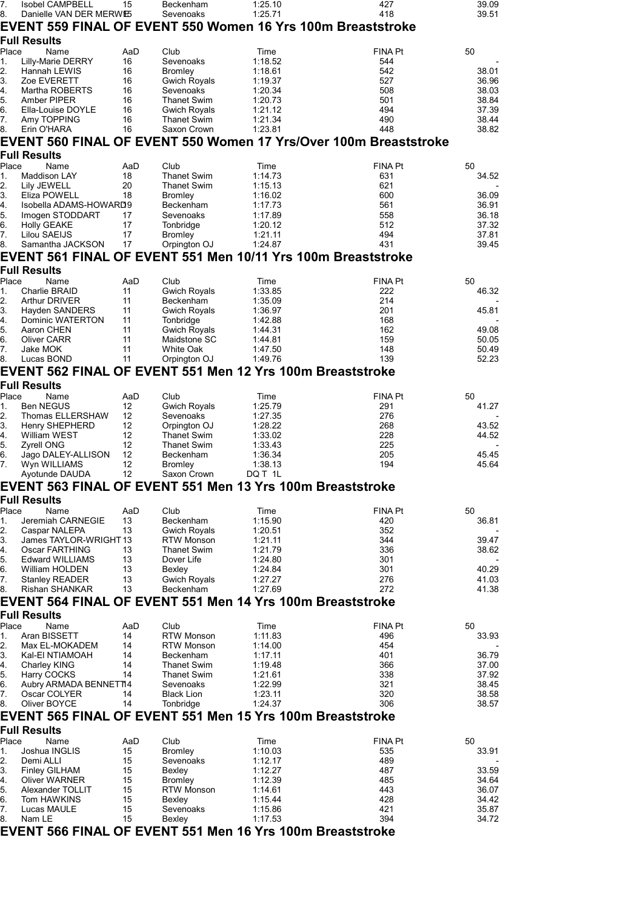| Place | Name | AaD | Club | Time | FINA Pt | 50 |
|---|---|---|---|---|---|---|
| 7. | Isobel CAMPBELL | 15 | Beckenham | 1:25.10 | 427 | 39.09 |
| 8. | Danielle VAN DER MERWE | 15 | Sevenoaks | 1:25.71 | 418 | 39.51 |

## EVENT 559 FINAL OF EVENT 550 Women 16 Yrs 100m Breaststroke

### Full Results

| Place | Name | AaD | Club | Time | FINA Pt | 50 |
|---|---|---|---|---|---|---|
| 1. | Lilly-Marie DERRY | 16 | Sevenoaks | 1:18.52 | 544 | - |
| 2. | Hannah LEWIS | 16 | Bromley | 1:18.61 | 542 | 38.01 |
| 3. | Zoe EVERETT | 16 | Gwich Royals | 1:19.37 | 527 | 36.96 |
| 4. | Martha ROBERTS | 16 | Sevenoaks | 1:20.34 | 508 | 38.03 |
| 5. | Amber PIPER | 16 | Thanet Swim | 1:20.73 | 501 | 38.84 |
| 6. | Ella-Louise DOYLE | 16 | Gwich Royals | 1:21.12 | 494 | 37.39 |
| 7. | Amy TOPPING | 16 | Thanet Swim | 1:21.34 | 490 | 38.44 |
| 8. | Erin O'HARA | 16 | Saxon Crown | 1:23.81 | 448 | 38.82 |

## EVENT 560 FINAL OF EVENT 550 Women 17 Yrs/Over 100m Breaststroke

### Full Results

| Place | Name | AaD | Club | Time | FINA Pt | 50 |
|---|---|---|---|---|---|---|
| 1. | Maddison LAY | 18 | Thanet Swim | 1:14.73 | 631 | 34.52 |
| 2. | Lily JEWELL | 20 | Thanet Swim | 1:15.13 | 621 | - |
| 3. | Eliza POWELL | 18 | Bromley | 1:16.02 | 600 | 36.09 |
| 4. | Isobella ADAMS-HOWARD | 19 | Beckenham | 1:17.73 | 561 | 36.91 |
| 5. | Imogen STODDART | 17 | Sevenoaks | 1:17.89 | 558 | 36.18 |
| 6. | Holly GEAKE | 17 | Tonbridge | 1:20.12 | 512 | 37.32 |
| 7. | Lilou SAEIJS | 17 | Bromley | 1:21.11 | 494 | 37.81 |
| 8. | Samantha JACKSON | 17 | Orpington OJ | 1:24.87 | 431 | 39.45 |

## EVENT 561 FINAL OF EVENT 551 Men 10/11 Yrs 100m Breaststroke

### Full Results

| Place | Name | AaD | Club | Time | FINA Pt | 50 |
|---|---|---|---|---|---|---|
| 1. | Charlie BRAID | 11 | Gwich Royals | 1:33.85 | 222 | 46.32 |
| 2. | Arthur DRIVER | 11 | Beckenham | 1:35.09 | 214 | - |
| 3. | Hayden SANDERS | 11 | Gwich Royals | 1:36.97 | 201 | 45.81 |
| 4. | Dominic WATERTON | 11 | Tonbridge | 1:42.88 | 168 | - |
| 5. | Aaron CHEN | 11 | Gwich Royals | 1:44.31 | 162 | 49.08 |
| 6. | Oliver CARR | 11 | Maidstone SC | 1:44.81 | 159 | 50.05 |
| 7. | Jake MOK | 11 | White Oak | 1:47.50 | 148 | 50.49 |
| 8. | Lucas BOND | 11 | Orpington OJ | 1:49.76 | 139 | 52.23 |

## EVENT 562 FINAL OF EVENT 551 Men 12 Yrs 100m Breaststroke

### Full Results

| Place | Name | AaD | Club | Time | FINA Pt | 50 |
|---|---|---|---|---|---|---|
| 1. | Ben NEGUS | 12 | Gwich Royals | 1:25.79 | 291 | 41.27 |
| 2. | Thomas ELLERSHAW | 12 | Sevenoaks | 1:27.35 | 276 | - |
| 3. | Henry SHEPHERD | 12 | Orpington OJ | 1:28.22 | 268 | 43.52 |
| 4. | William WEST | 12 | Thanet Swim | 1:33.02 | 228 | 44.52 |
| 5. | Zyrell ONG | 12 | Thanet Swim | 1:33.43 | 225 | - |
| 6. | Jago DALEY-ALLISON | 12 | Beckenham | 1:36.34 | 205 | 45.45 |
| 7. | Wyn WILLIAMS | 12 | Bromley | 1:38.13 | 194 | 45.64 |
| | Ayotunde DAUDA | 12 | Saxon Crown | DQ T 1L | | |

## EVENT 563 FINAL OF EVENT 551 Men 13 Yrs 100m Breaststroke

### Full Results

| Place | Name | AaD | Club | Time | FINA Pt | 50 |
|---|---|---|---|---|---|---|
| 1. | Jeremiah CARNEGIE | 13 | Beckenham | 1:15.90 | 420 | 36.81 |
| 2. | Caspar NALEPA | 13 | Gwich Royals | 1:20.51 | 352 | - |
| 3. | James TAYLOR-WRIGHT | 13 | RTW Monson | 1:21.11 | 344 | 39.47 |
| 4. | Oscar FARTHING | 13 | Thanet Swim | 1:21.79 | 336 | 38.62 |
| 5. | Edward WILLIAMS | 13 | Dover Life | 1:24.80 | 301 | - |
| 6. | William HOLDEN | 13 | Bexley | 1:24.84 | 301 | 40.29 |
| 7. | Stanley READER | 13 | Gwich Royals | 1:27.27 | 276 | 41.03 |
| 8. | Rishan SHANKAR | 13 | Beckenham | 1:27.69 | 272 | 41.38 |

## EVENT 564 FINAL OF EVENT 551 Men 14 Yrs 100m Breaststroke

### Full Results

| Place | Name | AaD | Club | Time | FINA Pt | 50 |
|---|---|---|---|---|---|---|
| 1. | Aran BISSETT | 14 | RTW Monson | 1:11.83 | 496 | 33.93 |
| 2. | Max EL-MOKADEM | 14 | RTW Monson | 1:14.00 | 454 | - |
| 3. | Kal-El NTIAMOAH | 14 | Beckenham | 1:17.11 | 401 | 36.79 |
| 4. | Charley KING | 14 | Thanet Swim | 1:19.48 | 366 | 37.00 |
| 5. | Harry COCKS | 14 | Thanet Swim | 1:21.61 | 338 | 37.92 |
| 6. | Aubry ARMADA BENNETT | 14 | Sevenoaks | 1:22.99 | 321 | 38.45 |
| 7. | Oscar COLYER | 14 | Black Lion | 1:23.11 | 320 | 38.58 |
| 8. | Oliver BOYCE | 14 | Tonbridge | 1:24.37 | 306 | 38.57 |

## EVENT 565 FINAL OF EVENT 551 Men 15 Yrs 100m Breaststroke

### Full Results

| Place | Name | AaD | Club | Time | FINA Pt | 50 |
|---|---|---|---|---|---|---|
| 1. | Joshua INGLIS | 15 | Bromley | 1:10.03 | 535 | 33.91 |
| 2. | Demi ALLI | 15 | Sevenoaks | 1:12.17 | 489 | - |
| 3. | Finley GILHAM | 15 | Bexley | 1:12.27 | 487 | 33.59 |
| 4. | Oliver WARNER | 15 | Bromley | 1:12.39 | 485 | 34.64 |
| 5. | Alexander TOLLIT | 15 | RTW Monson | 1:14.61 | 443 | 36.07 |
| 6. | Tom HAWKINS | 15 | Bexley | 1:15.44 | 428 | 34.42 |
| 7. | Lucas MAULE | 15 | Sevenoaks | 1:15.86 | 421 | 35.87 |
| 8. | Nam LE | 15 | Bexley | 1:17.53 | 394 | 34.72 |

## EVENT 566 FINAL OF EVENT 551 Men 16 Yrs 100m Breaststroke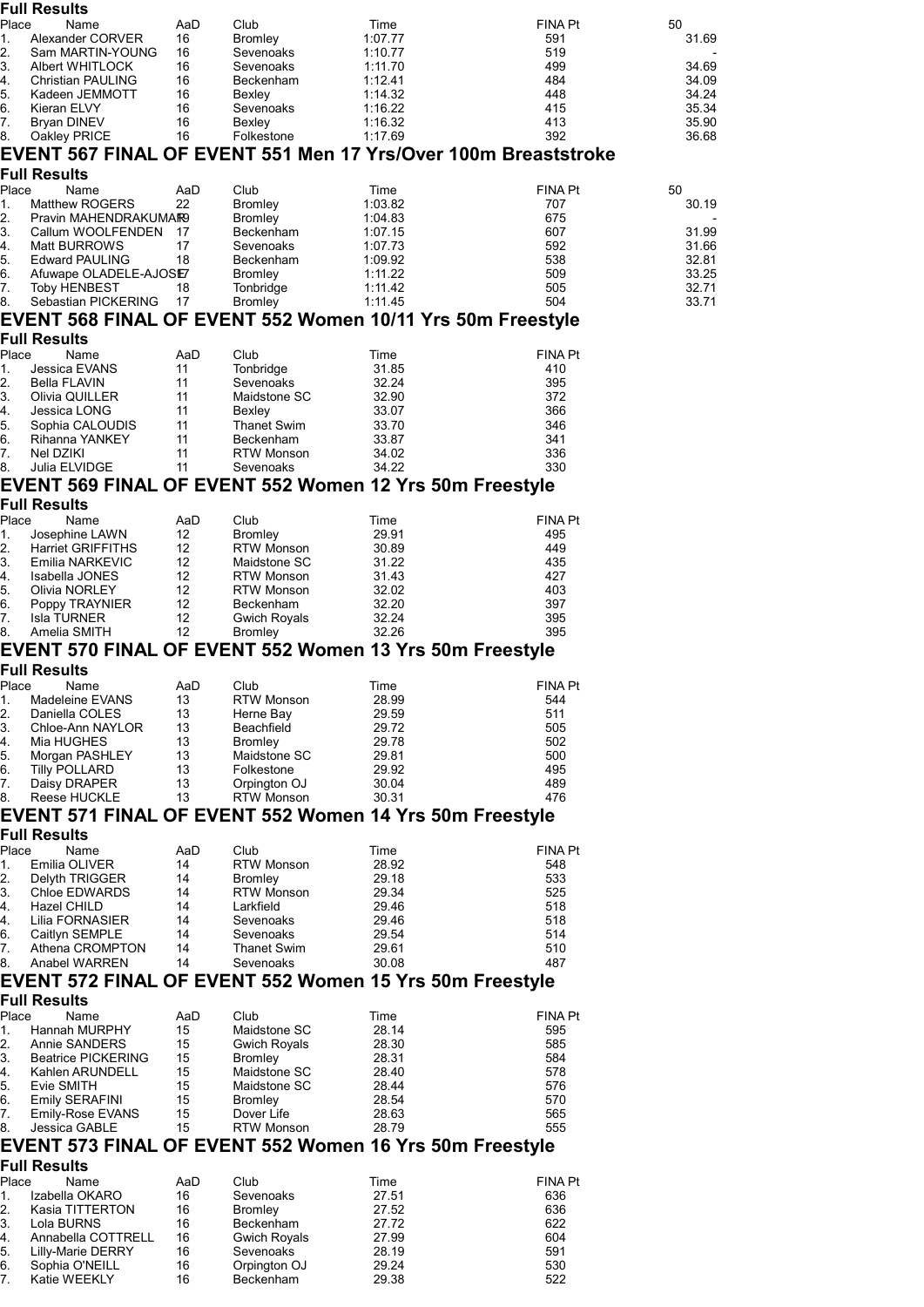**Full Results**

| Place | Name | AaD | Club | Time | FINA Pt | 50 |
|---|---|---|---|---|---|---|
| 1. | Alexander CORVER | 16 | Bromley | 1:07.77 | 591 | 31.69 |
| 2. | Sam MARTIN-YOUNG | 16 | Sevenoaks | 1:10.77 | 519 | - |
| 3. | Albert WHITLOCK | 16 | Sevenoaks | 1:11.70 | 499 | 34.69 |
| 4. | Christian PAULING | 16 | Beckenham | 1:12.41 | 484 | 34.09 |
| 5. | Kadeen JEMMOTT | 16 | Bexley | 1:14.32 | 448 | 34.24 |
| 6. | Kieran ELVY | 16 | Sevenoaks | 1:16.22 | 415 | 35.34 |
| 7. | Bryan DINEV | 16 | Bexley | 1:16.32 | 413 | 35.90 |
| 8. | Oakley PRICE | 16 | Folkestone | 1:17.69 | 392 | 36.68 |

## EVENT 567 FINAL OF EVENT 551 Men 17 Yrs/Over 100m Breaststroke

**Full Results**

| Place | Name | AaD | Club | Time | FINA Pt | 50 |
|---|---|---|---|---|---|---|
| 1. | Matthew ROGERS | 22 | Bromley | 1:03.82 | 707 | 30.19 |
| 2. | Pravin MAHENDRAKUMAR | 19 | Bromley | 1:04.83 | 675 | - |
| 3. | Callum WOOLFENDEN | 17 | Beckenham | 1:07.15 | 607 | 31.99 |
| 4. | Matt BURROWS | 17 | Sevenoaks | 1:07.73 | 592 | 31.66 |
| 5. | Edward PAULING | 18 | Beckenham | 1:09.92 | 538 | 32.81 |
| 6. | Afuwape OLADELE-AJOSE | 17 | Bromley | 1:11.22 | 509 | 33.25 |
| 7. | Toby HENBEST | 18 | Tonbridge | 1:11.42 | 505 | 32.71 |
| 8. | Sebastian PICKERING | 17 | Bromley | 1:11.45 | 504 | 33.71 |

## EVENT 568 FINAL OF EVENT 552 Women 10/11 Yrs 50m Freestyle

**Full Results**

| Place | Name | AaD | Club | Time | FINA Pt |
|---|---|---|---|---|---|
| 1. | Jessica EVANS | 11 | Tonbridge | 31.85 | 410 |
| 2. | Bella FLAVIN | 11 | Sevenoaks | 32.24 | 395 |
| 3. | Olivia QUILLER | 11 | Maidstone SC | 32.90 | 372 |
| 4. | Jessica LONG | 11 | Bexley | 33.07 | 366 |
| 5. | Sophia CALOUDIS | 11 | Thanet Swim | 33.70 | 346 |
| 6. | Rihanna YANKEY | 11 | Beckenham | 33.87 | 341 |
| 7. | Nel DZIKI | 11 | RTW Monson | 34.02 | 336 |
| 8. | Julia ELVIDGE | 11 | Sevenoaks | 34.22 | 330 |

## EVENT 569 FINAL OF EVENT 552 Women 12 Yrs 50m Freestyle

**Full Results**

| Place | Name | AaD | Club | Time | FINA Pt |
|---|---|---|---|---|---|
| 1. | Josephine LAWN | 12 | Bromley | 29.91 | 495 |
| 2. | Harriet GRIFFITHS | 12 | RTW Monson | 30.89 | 449 |
| 3. | Emilia NARKEVIC | 12 | Maidstone SC | 31.22 | 435 |
| 4. | Isabella JONES | 12 | RTW Monson | 31.43 | 427 |
| 5. | Olivia NORLEY | 12 | RTW Monson | 32.02 | 403 |
| 6. | Poppy TRAYNIER | 12 | Beckenham | 32.20 | 397 |
| 7. | Isla TURNER | 12 | Gwich Royals | 32.24 | 395 |
| 8. | Amelia SMITH | 12 | Bromley | 32.26 | 395 |

## EVENT 570 FINAL OF EVENT 552 Women 13 Yrs 50m Freestyle

**Full Results**

| Place | Name | AaD | Club | Time | FINA Pt |
|---|---|---|---|---|---|
| 1. | Madeleine EVANS | 13 | RTW Monson | 28.99 | 544 |
| 2. | Daniella COLES | 13 | Herne Bay | 29.59 | 511 |
| 3. | Chloe-Ann NAYLOR | 13 | Beachfield | 29.72 | 505 |
| 4. | Mia HUGHES | 13 | Bromley | 29.78 | 502 |
| 5. | Morgan PASHLEY | 13 | Maidstone SC | 29.81 | 500 |
| 6. | Tilly POLLARD | 13 | Folkestone | 29.92 | 495 |
| 7. | Daisy DRAPER | 13 | Orpington OJ | 30.04 | 489 |
| 8. | Reese HUCKLE | 13 | RTW Monson | 30.31 | 476 |

## EVENT 571 FINAL OF EVENT 552 Women 14 Yrs 50m Freestyle

**Full Results**

| Place | Name | AaD | Club | Time | FINA Pt |
|---|---|---|---|---|---|
| 1. | Emilia OLIVER | 14 | RTW Monson | 28.92 | 548 |
| 2. | Delyth TRIGGER | 14 | Bromley | 29.18 | 533 |
| 3. | Chloe EDWARDS | 14 | RTW Monson | 29.34 | 525 |
| 4. | Hazel CHILD | 14 | Larkfield | 29.46 | 518 |
| 4. | Lilia FORNASIER | 14 | Sevenoaks | 29.46 | 518 |
| 6. | Caitlyn SEMPLE | 14 | Sevenoaks | 29.54 | 514 |
| 7. | Athena CROMPTON | 14 | Thanet Swim | 29.61 | 510 |
| 8. | Anabel WARREN | 14 | Sevenoaks | 30.08 | 487 |

## EVENT 572 FINAL OF EVENT 552 Women 15 Yrs 50m Freestyle

**Full Results**

| Place | Name | AaD | Club | Time | FINA Pt |
|---|---|---|---|---|---|
| 1. | Hannah MURPHY | 15 | Maidstone SC | 28.14 | 595 |
| 2. | Annie SANDERS | 15 | Gwich Royals | 28.30 | 585 |
| 3. | Beatrice PICKERING | 15 | Bromley | 28.31 | 584 |
| 4. | Kahlen ARUNDELL | 15 | Maidstone SC | 28.40 | 578 |
| 5. | Evie SMITH | 15 | Maidstone SC | 28.44 | 576 |
| 6. | Emily SERAFINI | 15 | Bromley | 28.54 | 570 |
| 7. | Emily-Rose EVANS | 15 | Dover Life | 28.63 | 565 |
| 8. | Jessica GABLE | 15 | RTW Monson | 28.79 | 555 |

## EVENT 573 FINAL OF EVENT 552 Women 16 Yrs 50m Freestyle

**Full Results**

| Place | Name | AaD | Club | Time | FINA Pt |
|---|---|---|---|---|---|
| 1. | Izabella OKARO | 16 | Sevenoaks | 27.51 | 636 |
| 2. | Kasia TITTERTON | 16 | Bromley | 27.52 | 636 |
| 3. | Lola BURNS | 16 | Beckenham | 27.72 | 622 |
| 4. | Annabella COTTRELL | 16 | Gwich Royals | 27.99 | 604 |
| 5. | Lilly-Marie DERRY | 16 | Sevenoaks | 28.19 | 591 |
| 6. | Sophia O'NEILL | 16 | Orpington OJ | 29.24 | 530 |
| 7. | Katie WEEKLY | 16 | Beckenham | 29.38 | 522 |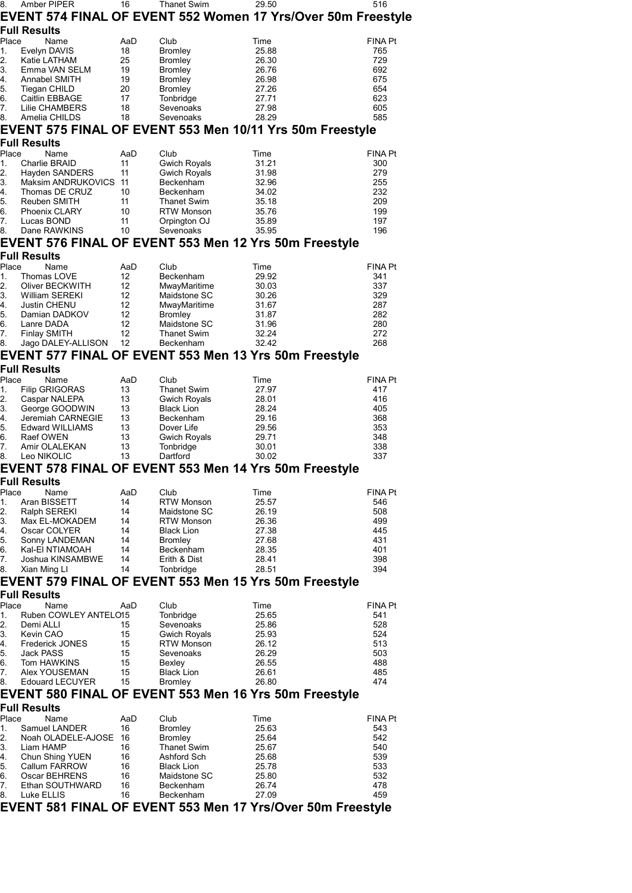| 8. | Amber PIPER | 16 | Thanet Swim | 29.50 | 516 |
|---|---|---|---|---|---|

## EVENT 574 FINAL OF EVENT 552 Women 17 Yrs/Over 50m Freestyle

### Full Results

| Place | Name | AaD | Club | Time | FINA Pt |
|---|---|---|---|---|---|
| 1. | Evelyn DAVIS | 18 | Bromley | 25.88 | 765 |
| 2. | Katie LATHAM | 25 | Bromley | 26.30 | 729 |
| 3. | Emma VAN SELM | 19 | Bromley | 26.76 | 692 |
| 4. | Annabel SMITH | 19 | Bromley | 26.98 | 675 |
| 5. | Tiegan CHILD | 20 | Bromley | 27.26 | 654 |
| 6. | Caitlin EBBAGE | 17 | Tonbridge | 27.71 | 623 |
| 7. | Lilie CHAMBERS | 18 | Sevenoaks | 27.98 | 605 |
| 8. | Amelia CHILDS | 18 | Sevenoaks | 28.29 | 585 |

## EVENT 575 FINAL OF EVENT 553 Men 10/11 Yrs 50m Freestyle

### Full Results

| Place | Name | AaD | Club | Time | FINA Pt |
|---|---|---|---|---|---|
| 1. | Charlie BRAID | 11 | Gwich Royals | 31.21 | 300 |
| 2. | Hayden SANDERS | 11 | Gwich Royals | 31.98 | 279 |
| 3. | Maksim ANDRUKOVICS | 11 | Beckenham | 32.96 | 255 |
| 4. | Thomas DE CRUZ | 10 | Beckenham | 34.02 | 232 |
| 5. | Reuben SMITH | 11 | Thanet Swim | 35.18 | 209 |
| 6. | Phoenix CLARY | 10 | RTW Monson | 35.76 | 199 |
| 7. | Lucas BOND | 11 | Orpington OJ | 35.89 | 197 |
| 8. | Dane RAWKINS | 10 | Sevenoaks | 35.95 | 196 |

## EVENT 576 FINAL OF EVENT 553 Men 12 Yrs 50m Freestyle

### Full Results

| Place | Name | AaD | Club | Time | FINA Pt |
|---|---|---|---|---|---|
| 1. | Thomas LOVE | 12 | Beckenham | 29.92 | 341 |
| 2. | Oliver BECKWITH | 12 | MwayMaritime | 30.03 | 337 |
| 3. | William SEREKI | 12 | Maidstone SC | 30.26 | 329 |
| 4. | Justin CHENU | 12 | MwayMaritime | 31.67 | 287 |
| 5. | Damian DADKOV | 12 | Bromley | 31.87 | 282 |
| 6. | Lanre DADA | 12 | Maidstone SC | 31.96 | 280 |
| 7. | Finlay SMITH | 12 | Thanet Swim | 32.24 | 272 |
| 8. | Jago DALEY-ALLISON | 12 | Beckenham | 32.42 | 268 |

## EVENT 577 FINAL OF EVENT 553 Men 13 Yrs 50m Freestyle

### Full Results

| Place | Name | AaD | Club | Time | FINA Pt |
|---|---|---|---|---|---|
| 1. | Filip GRIGORAS | 13 | Thanet Swim | 27.97 | 417 |
| 2. | Caspar NALEPA | 13 | Gwich Royals | 28.01 | 416 |
| 3. | George GOODWIN | 13 | Black Lion | 28.24 | 405 |
| 4. | Jeremiah CARNEGIE | 13 | Beckenham | 29.16 | 368 |
| 5. | Edward WILLIAMS | 13 | Dover Life | 29.56 | 353 |
| 6. | Raef OWEN | 13 | Gwich Royals | 29.71 | 348 |
| 7. | Amir OLALEKAN | 13 | Tonbridge | 30.01 | 338 |
| 8. | Leo NIKOLIC | 13 | Dartford | 30.02 | 337 |

## EVENT 578 FINAL OF EVENT 553 Men 14 Yrs 50m Freestyle

### Full Results

| Place | Name | AaD | Club | Time | FINA Pt |
|---|---|---|---|---|---|
| 1. | Aran BISSETT | 14 | RTW Monson | 25.57 | 546 |
| 2. | Ralph SEREKI | 14 | Maidstone SC | 26.19 | 508 |
| 3. | Max EL-MOKADEM | 14 | RTW Monson | 26.36 | 499 |
| 4. | Oscar COLYER | 14 | Black Lion | 27.38 | 445 |
| 5. | Sonny LANDEMAN | 14 | Bromley | 27.68 | 431 |
| 6. | Kal-El NTIAMOAH | 14 | Beckenham | 28.35 | 401 |
| 7. | Joshua KINSAMBWE | 14 | Erith & Dist | 28.41 | 398 |
| 8. | Xian Ming LI | 14 | Tonbridge | 28.51 | 394 |

## EVENT 579 FINAL OF EVENT 553 Men 15 Yrs 50m Freestyle

### Full Results

| Place | Name | AaD | Club | Time | FINA Pt |
|---|---|---|---|---|---|
| 1. | Ruben COWLEY ANTELO | 15 | Tonbridge | 25.65 | 541 |
| 2. | Demi ALLI | 15 | Sevenoaks | 25.86 | 528 |
| 3. | Kevin CAO | 15 | Gwich Royals | 25.93 | 524 |
| 4. | Frederick JONES | 15 | RTW Monson | 26.12 | 513 |
| 5. | Jack PASS | 15 | Sevenoaks | 26.29 | 503 |
| 6. | Tom HAWKINS | 15 | Bexley | 26.55 | 488 |
| 7. | Alex YOUSEMAN | 15 | Black Lion | 26.61 | 485 |
| 8. | Edouard LECUYER | 15 | Bromley | 26.80 | 474 |

## EVENT 580 FINAL OF EVENT 553 Men 16 Yrs 50m Freestyle

### Full Results

| Place | Name | AaD | Club | Time | FINA Pt |
|---|---|---|---|---|---|
| 1. | Samuel LANDER | 16 | Bromley | 25.63 | 543 |
| 2. | Noah OLADELE-AJOSE | 16 | Bromley | 25.64 | 542 |
| 3. | Liam HAMP | 16 | Thanet Swim | 25.67 | 540 |
| 4. | Chun Shing YUEN | 16 | Ashford Sch | 25.68 | 539 |
| 5. | Callum FARROW | 16 | Black Lion | 25.78 | 533 |
| 6. | Oscar BEHRENS | 16 | Maidstone SC | 25.80 | 532 |
| 7. | Ethan SOUTHWARD | 16 | Beckenham | 26.74 | 478 |
| 8. | Luke ELLIS | 16 | Beckenham | 27.09 | 459 |

## EVENT 581 FINAL OF EVENT 553 Men 17 Yrs/Over 50m Freestyle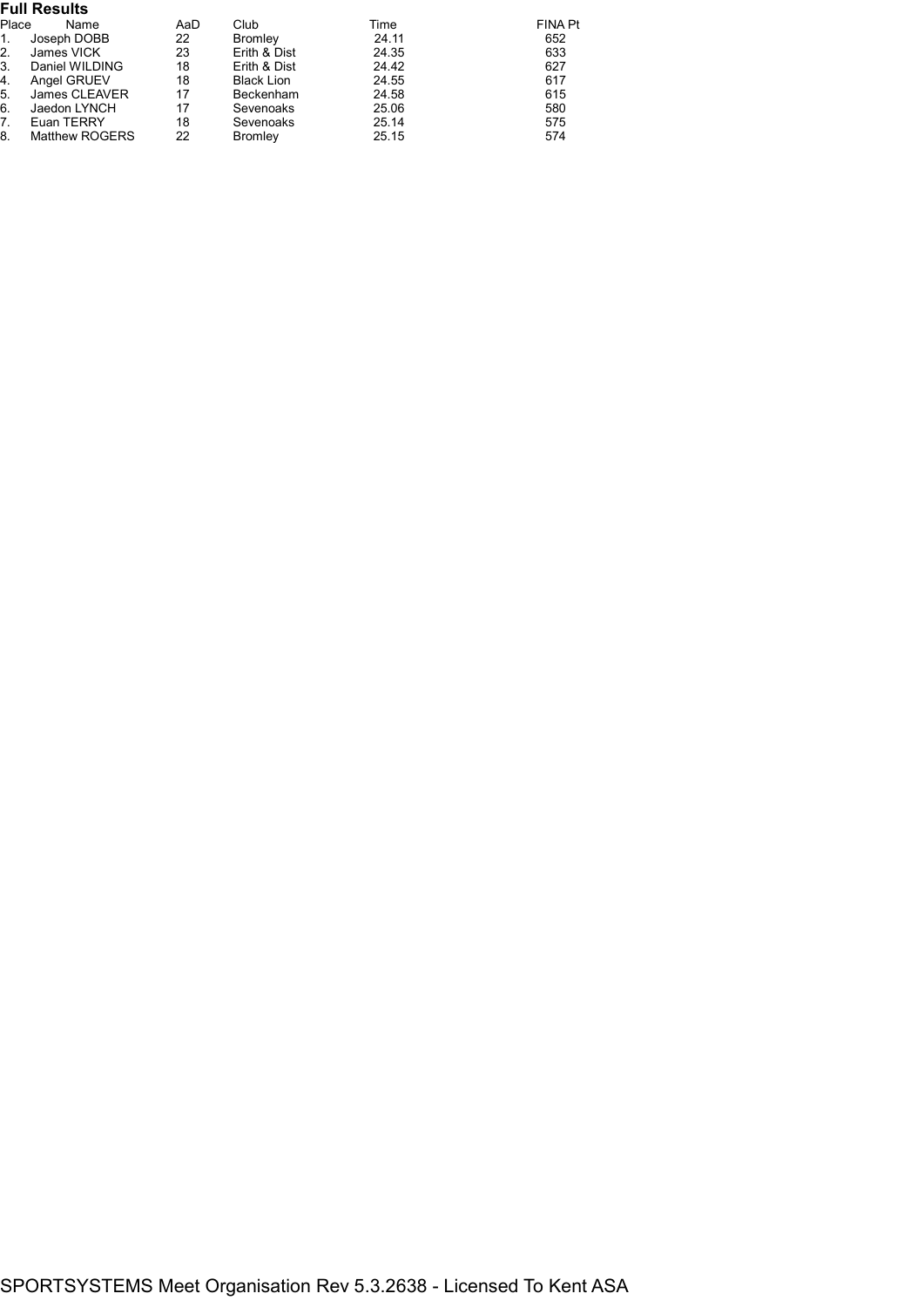**Full Results**

| Place | Name | AaD | Club | Time | FINA Pt |
| --- | --- | --- | --- | --- | --- |
| 1. | Joseph DOBB | 22 | Bromley | 24.11 | 652 |
| 2. | James VICK | 23 | Erith & Dist | 24.35 | 633 |
| 3. | Daniel WILDING | 18 | Erith & Dist | 24.42 | 627 |
| 4. | Angel GRUEV | 18 | Black Lion | 24.55 | 617 |
| 5. | James CLEAVER | 17 | Beckenham | 24.58 | 615 |
| 6. | Jaedon LYNCH | 17 | Sevenoaks | 25.06 | 580 |
| 7. | Euan TERRY | 18 | Sevenoaks | 25.14 | 575 |
| 8. | Matthew ROGERS | 22 | Bromley | 25.15 | 574 |